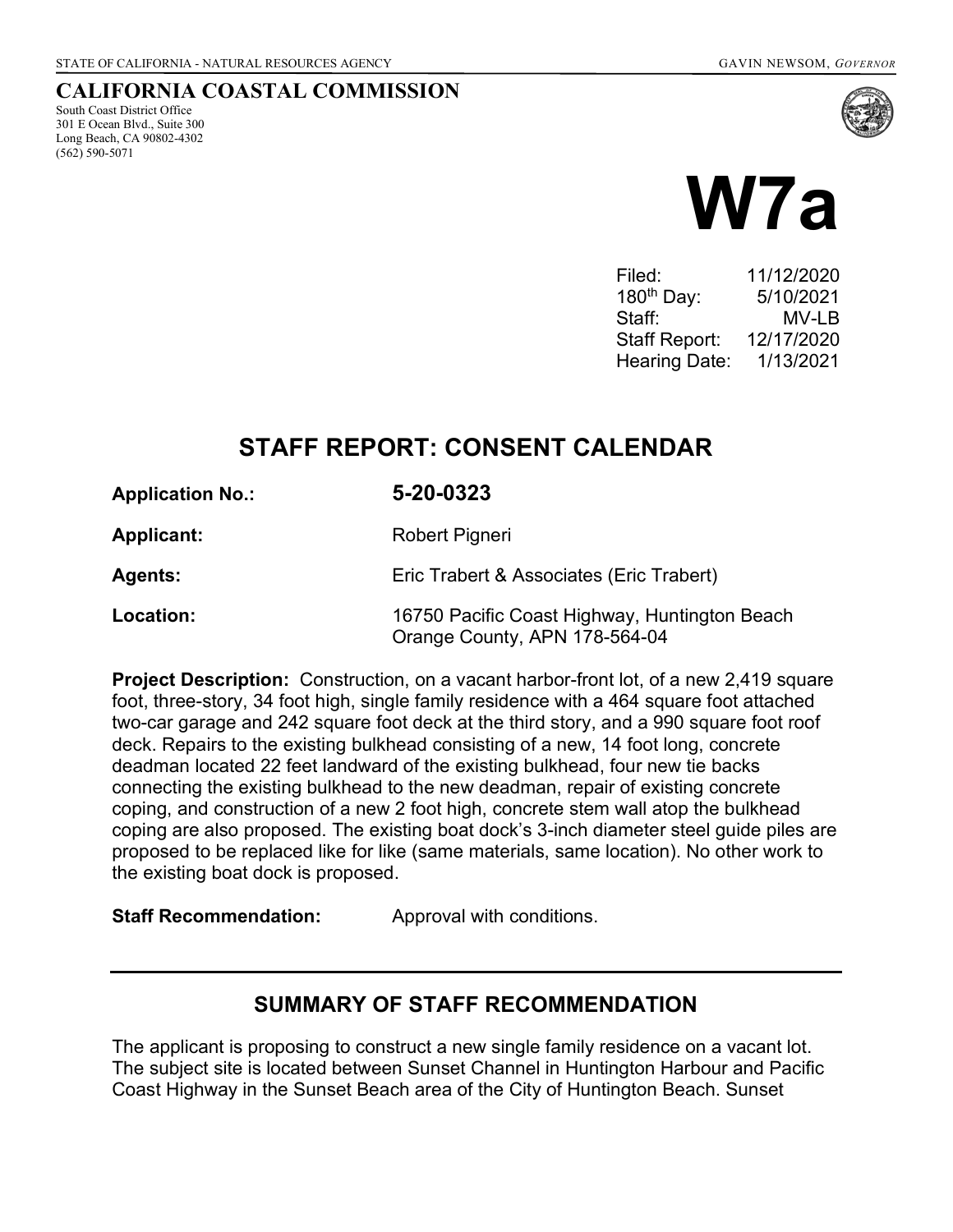STATE OF CALIFORNIA - NATURAL RESOURCES AGENCY GAVIN NEWSOM, *GOVERNOR*

**CALIFORNIA COASTAL COMMISSION**
South Coast District Office
301 E Ocean Blvd., Suite 300
Long Beach, CA 90802-4302
(562) 590-5071

# W7a

| | |
|---|---|
| Filed: | 11/12/2020 |
| 180th Day: | 5/10/2021 |
| Staff: | MV-LB |
| Staff Report: | 12/17/2020 |
| Hearing Date: | 1/13/2021 |

## STAFF REPORT: CONSENT CALENDAR

**Application No.:** **5-20-0323**

**Applicant:** Robert Pigneri

**Agents:** Eric Trabert & Associates (Eric Trabert)

**Location:** 16750 Pacific Coast Highway, Huntington Beach Orange County, APN 178-564-04

**Project Description:** Construction, on a vacant harbor-front lot, of a new 2,419 square foot, three-story, 34 foot high, single family residence with a 464 square foot attached two-car garage and 242 square foot deck at the third story, and a 990 square foot roof deck. Repairs to the existing bulkhead consisting of a new, 14 foot long, concrete deadman located 22 feet landward of the existing bulkhead, four new tie backs connecting the existing bulkhead to the new deadman, repair of existing concrete coping, and construction of a new 2 foot high, concrete stem wall atop the bulkhead coping are also proposed. The existing boat dock's 3-inch diameter steel guide piles are proposed to be replaced like for like (same materials, same location). No other work to the existing boat dock is proposed.

**Staff Recommendation:** Approval with conditions.

## SUMMARY OF STAFF RECOMMENDATION

The applicant is proposing to construct a new single family residence on a vacant lot. The subject site is located between Sunset Channel in Huntington Harbour and Pacific Coast Highway in the Sunset Beach area of the City of Huntington Beach. Sunset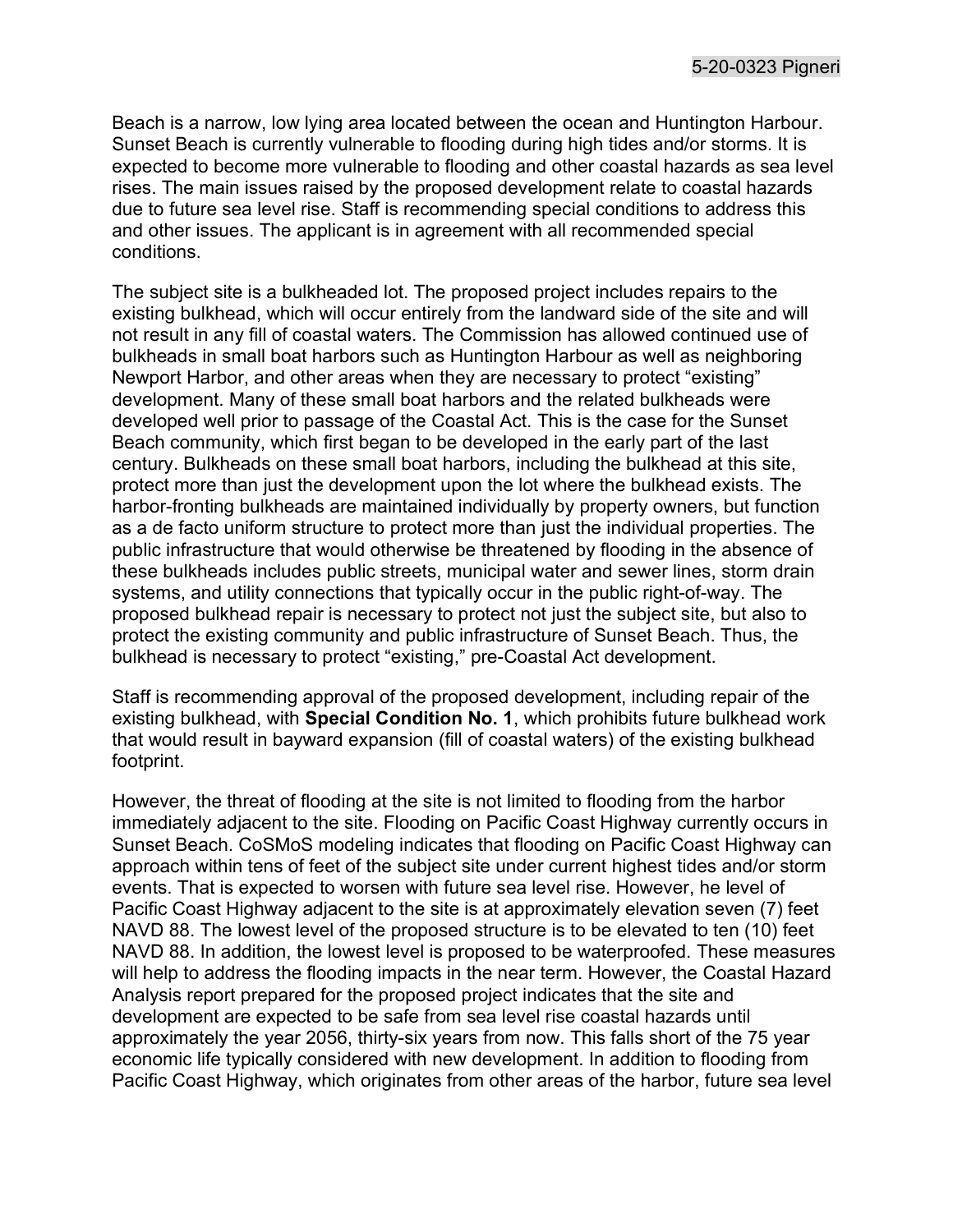Beach is a narrow, low lying area located between the ocean and Huntington Harbour. Sunset Beach is currently vulnerable to flooding during high tides and/or storms. It is expected to become more vulnerable to flooding and other coastal hazards as sea level rises. The main issues raised by the proposed development relate to coastal hazards due to future sea level rise. Staff is recommending special conditions to address this and other issues. The applicant is in agreement with all recommended special conditions.

The subject site is a bulkheaded lot. The proposed project includes repairs to the existing bulkhead, which will occur entirely from the landward side of the site and will not result in any fill of coastal waters. The Commission has allowed continued use of bulkheads in small boat harbors such as Huntington Harbour as well as neighboring Newport Harbor, and other areas when they are necessary to protect "existing" development. Many of these small boat harbors and the related bulkheads were developed well prior to passage of the Coastal Act. This is the case for the Sunset Beach community, which first began to be developed in the early part of the last century. Bulkheads on these small boat harbors, including the bulkhead at this site, protect more than just the development upon the lot where the bulkhead exists. The harbor-fronting bulkheads are maintained individually by property owners, but function as a de facto uniform structure to protect more than just the individual properties. The public infrastructure that would otherwise be threatened by flooding in the absence of these bulkheads includes public streets, municipal water and sewer lines, storm drain systems, and utility connections that typically occur in the public right-of-way. The proposed bulkhead repair is necessary to protect not just the subject site, but also to protect the existing community and public infrastructure of Sunset Beach. Thus, the bulkhead is necessary to protect "existing," pre-Coastal Act development.

Staff is recommending approval of the proposed development, including repair of the existing bulkhead, with **Special Condition No. 1**, which prohibits future bulkhead work that would result in bayward expansion (fill of coastal waters) of the existing bulkhead footprint.

However, the threat of flooding at the site is not limited to flooding from the harbor immediately adjacent to the site. Flooding on Pacific Coast Highway currently occurs in Sunset Beach. CoSMoS modeling indicates that flooding on Pacific Coast Highway can approach within tens of feet of the subject site under current highest tides and/or storm events. That is expected to worsen with future sea level rise. However, he level of Pacific Coast Highway adjacent to the site is at approximately elevation seven (7) feet NAVD 88. The lowest level of the proposed structure is to be elevated to ten (10) feet NAVD 88. In addition, the lowest level is proposed to be waterproofed. These measures will help to address the flooding impacts in the near term. However, the Coastal Hazard Analysis report prepared for the proposed project indicates that the site and development are expected to be safe from sea level rise coastal hazards until approximately the year 2056, thirty-six years from now. This falls short of the 75 year economic life typically considered with new development. In addition to flooding from Pacific Coast Highway, which originates from other areas of the harbor, future sea level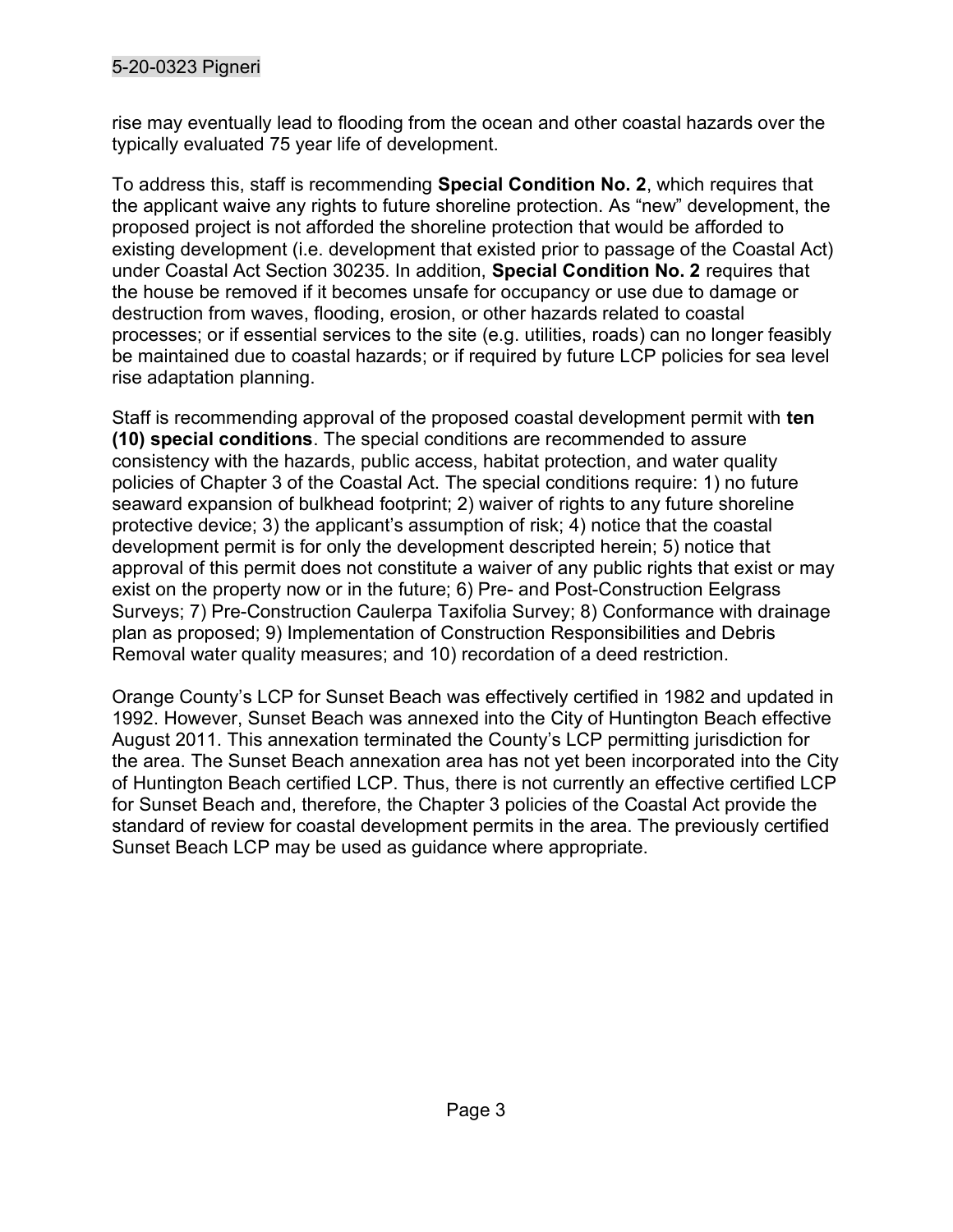rise may eventually lead to flooding from the ocean and other coastal hazards over the typically evaluated 75 year life of development.

To address this, staff is recommending **Special Condition No. 2**, which requires that the applicant waive any rights to future shoreline protection. As "new" development, the proposed project is not afforded the shoreline protection that would be afforded to existing development (i.e. development that existed prior to passage of the Coastal Act) under Coastal Act Section 30235. In addition, **Special Condition No. 2** requires that the house be removed if it becomes unsafe for occupancy or use due to damage or destruction from waves, flooding, erosion, or other hazards related to coastal processes; or if essential services to the site (e.g. utilities, roads) can no longer feasibly be maintained due to coastal hazards; or if required by future LCP policies for sea level rise adaptation planning.

Staff is recommending approval of the proposed coastal development permit with **ten (10) special conditions**. The special conditions are recommended to assure consistency with the hazards, public access, habitat protection, and water quality policies of Chapter 3 of the Coastal Act. The special conditions require: 1) no future seaward expansion of bulkhead footprint; 2) waiver of rights to any future shoreline protective device; 3) the applicant's assumption of risk; 4) notice that the coastal development permit is for only the development descripted herein; 5) notice that approval of this permit does not constitute a waiver of any public rights that exist or may exist on the property now or in the future; 6) Pre- and Post-Construction Eelgrass Surveys; 7) Pre-Construction Caulerpa Taxifolia Survey; 8) Conformance with drainage plan as proposed; 9) Implementation of Construction Responsibilities and Debris Removal water quality measures; and 10) recordation of a deed restriction.

Orange County's LCP for Sunset Beach was effectively certified in 1982 and updated in 1992. However, Sunset Beach was annexed into the City of Huntington Beach effective August 2011. This annexation terminated the County's LCP permitting jurisdiction for the area. The Sunset Beach annexation area has not yet been incorporated into the City of Huntington Beach certified LCP. Thus, there is not currently an effective certified LCP for Sunset Beach and, therefore, the Chapter 3 policies of the Coastal Act provide the standard of review for coastal development permits in the area. The previously certified Sunset Beach LCP may be used as guidance where appropriate.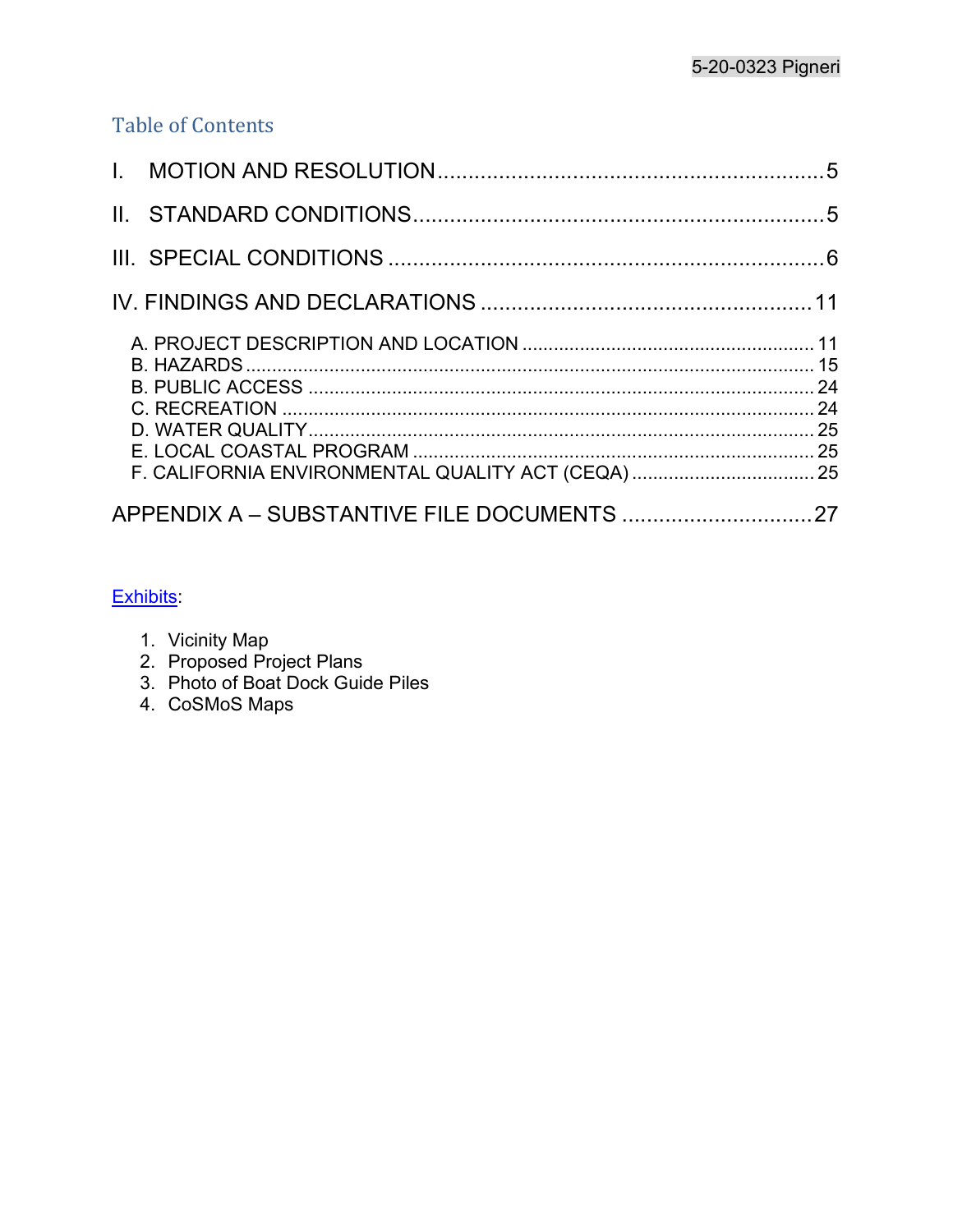## Table of Contents

I. MOTION AND RESOLUTION ............................................................ 5

II. STANDARD CONDITIONS ............................................................ 5

III. SPECIAL CONDITIONS ............................................................ 6

IV. FINDINGS AND DECLARATIONS ............................................................ 11

- A. PROJECT DESCRIPTION AND LOCATION ............................................................ 11
- B. HAZARDS ............................................................ 15
- B. PUBLIC ACCESS ............................................................ 24
- C. RECREATION ............................................................ 24
- D. WATER QUALITY ............................................................ 25
- E. LOCAL COASTAL PROGRAM ............................................................ 25
- F. CALIFORNIA ENVIRONMENTAL QUALITY ACT (CEQA) ............................................................ 25

APPENDIX A – SUBSTANTIVE FILE DOCUMENTS ............................................................ 27

Exhibits:

1. Vicinity Map
2. Proposed Project Plans
3. Photo of Boat Dock Guide Piles
4. CoSMoS Maps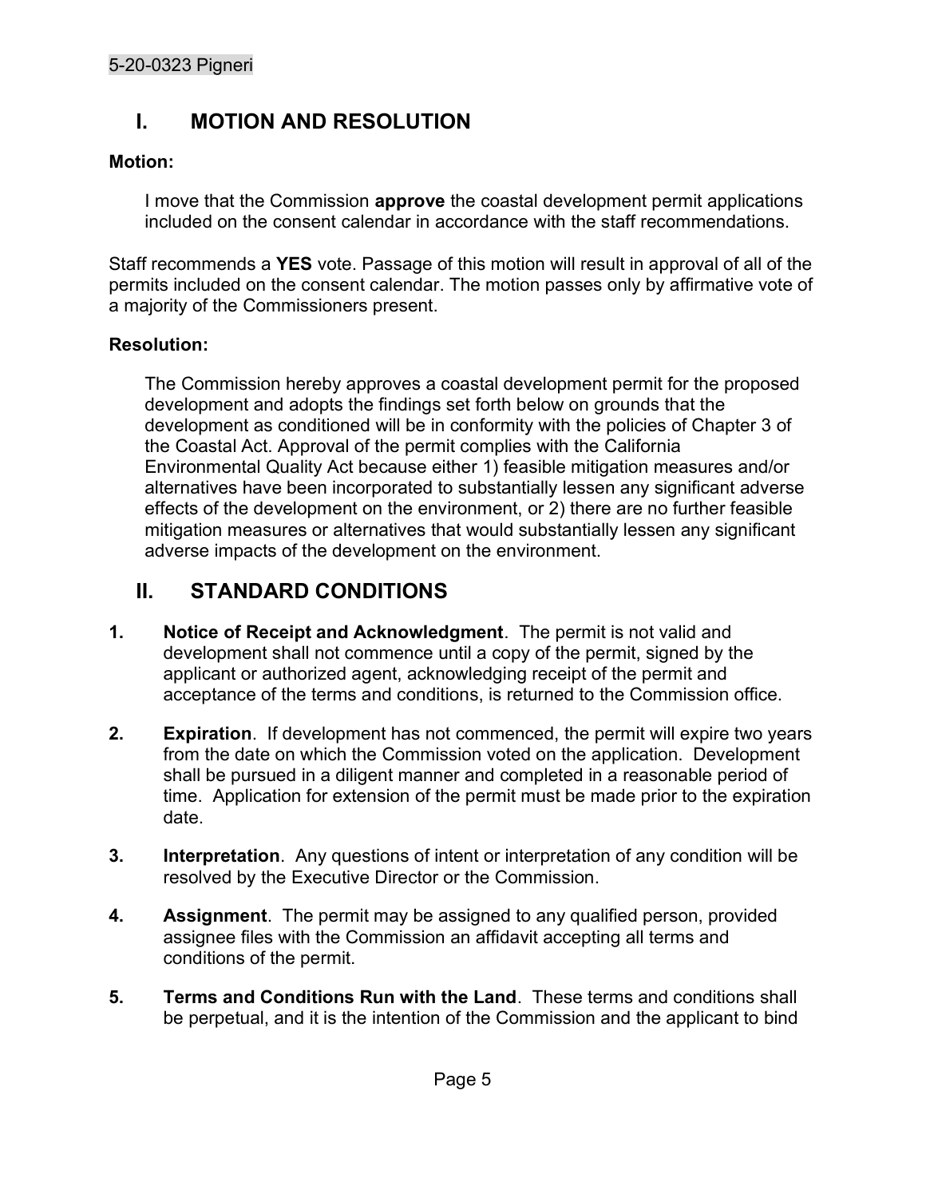## I. MOTION AND RESOLUTION

**Motion:**

I move that the Commission **approve** the coastal development permit applications included on the consent calendar in accordance with the staff recommendations.

Staff recommends a **YES** vote. Passage of this motion will result in approval of all of the permits included on the consent calendar. The motion passes only by affirmative vote of a majority of the Commissioners present.

**Resolution:**

The Commission hereby approves a coastal development permit for the proposed development and adopts the findings set forth below on grounds that the development as conditioned will be in conformity with the policies of Chapter 3 of the Coastal Act. Approval of the permit complies with the California Environmental Quality Act because either 1) feasible mitigation measures and/or alternatives have been incorporated to substantially lessen any significant adverse effects of the development on the environment, or 2) there are no further feasible mitigation measures or alternatives that would substantially lessen any significant adverse impacts of the development on the environment.

## II. STANDARD CONDITIONS

1. **Notice of Receipt and Acknowledgment**. The permit is not valid and development shall not commence until a copy of the permit, signed by the applicant or authorized agent, acknowledging receipt of the permit and acceptance of the terms and conditions, is returned to the Commission office.

2. **Expiration**. If development has not commenced, the permit will expire two years from the date on which the Commission voted on the application. Development shall be pursued in a diligent manner and completed in a reasonable period of time. Application for extension of the permit must be made prior to the expiration date.

3. **Interpretation**. Any questions of intent or interpretation of any condition will be resolved by the Executive Director or the Commission.

4. **Assignment**. The permit may be assigned to any qualified person, provided assignee files with the Commission an affidavit accepting all terms and conditions of the permit.

5. **Terms and Conditions Run with the Land**. These terms and conditions shall be perpetual, and it is the intention of the Commission and the applicant to bind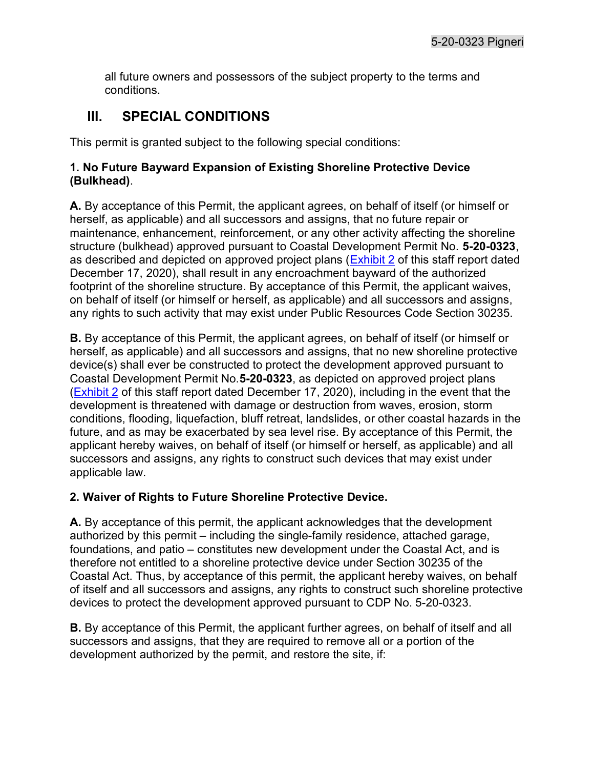all future owners and possessors of the subject property to the terms and conditions.

## III. SPECIAL CONDITIONS

This permit is granted subject to the following special conditions:

**1. No Future Bayward Expansion of Existing Shoreline Protective Device (Bulkhead)**.

**A.** By acceptance of this Permit, the applicant agrees, on behalf of itself (or himself or herself, as applicable) and all successors and assigns, that no future repair or maintenance, enhancement, reinforcement, or any other activity affecting the shoreline structure (bulkhead) approved pursuant to Coastal Development Permit No. **5-20-0323**, as described and depicted on approved project plans (Exhibit 2 of this staff report dated December 17, 2020), shall result in any encroachment bayward of the authorized footprint of the shoreline structure. By acceptance of this Permit, the applicant waives, on behalf of itself (or himself or herself, as applicable) and all successors and assigns, any rights to such activity that may exist under Public Resources Code Section 30235.

**B.** By acceptance of this Permit, the applicant agrees, on behalf of itself (or himself or herself, as applicable) and all successors and assigns, that no new shoreline protective device(s) shall ever be constructed to protect the development approved pursuant to Coastal Development Permit No.**5-20-0323**, as depicted on approved project plans (Exhibit 2 of this staff report dated December 17, 2020), including in the event that the development is threatened with damage or destruction from waves, erosion, storm conditions, flooding, liquefaction, bluff retreat, landslides, or other coastal hazards in the future, and as may be exacerbated by sea level rise. By acceptance of this Permit, the applicant hereby waives, on behalf of itself (or himself or herself, as applicable) and all successors and assigns, any rights to construct such devices that may exist under applicable law.

**2. Waiver of Rights to Future Shoreline Protective Device.**

**A.** By acceptance of this permit, the applicant acknowledges that the development authorized by this permit – including the single-family residence, attached garage, foundations, and patio – constitutes new development under the Coastal Act, and is therefore not entitled to a shoreline protective device under Section 30235 of the Coastal Act. Thus, by acceptance of this permit, the applicant hereby waives, on behalf of itself and all successors and assigns, any rights to construct such shoreline protective devices to protect the development approved pursuant to CDP No. 5-20-0323.

**B.** By acceptance of this Permit, the applicant further agrees, on behalf of itself and all successors and assigns, that they are required to remove all or a portion of the development authorized by the permit, and restore the site, if: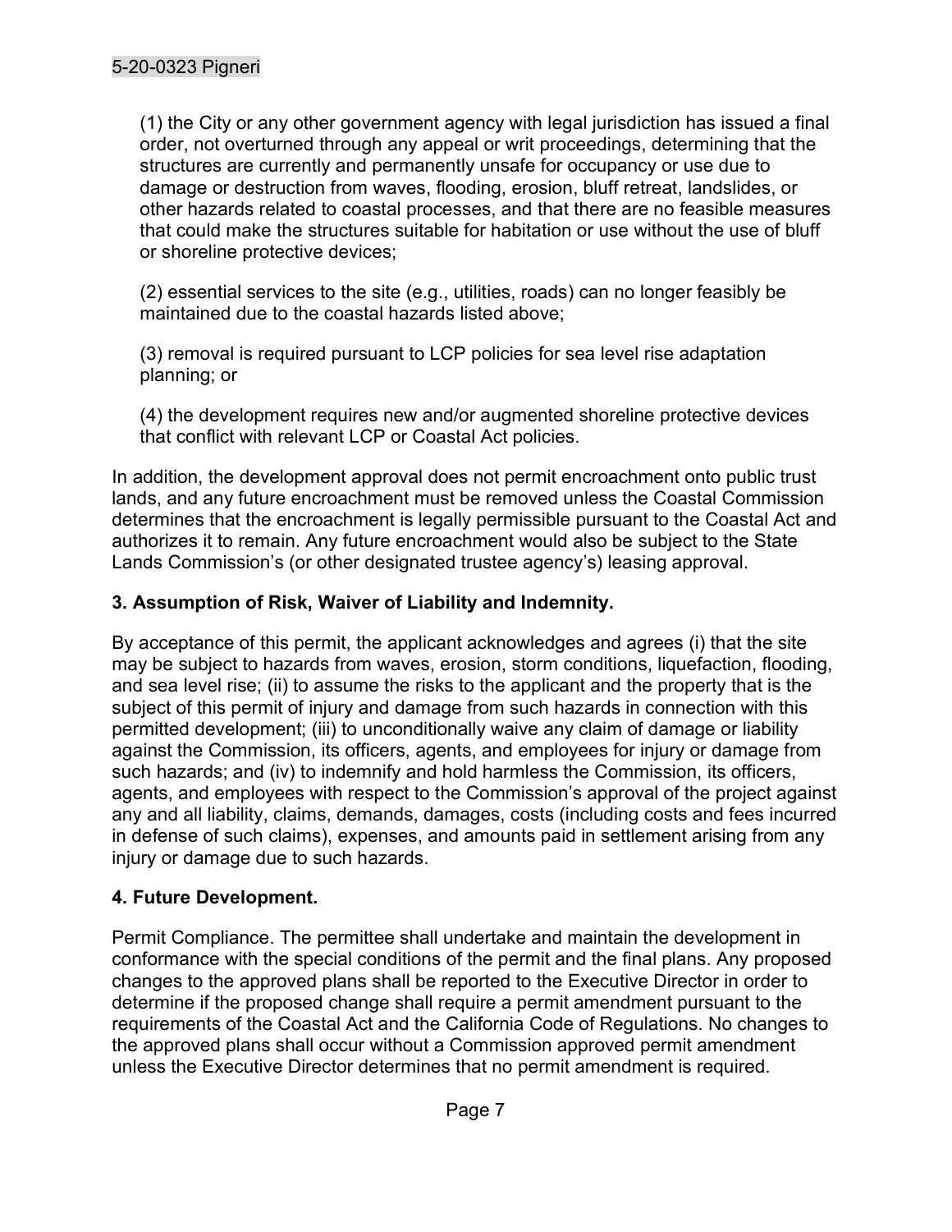(1) the City or any other government agency with legal jurisdiction has issued a final order, not overturned through any appeal or writ proceedings, determining that the structures are currently and permanently unsafe for occupancy or use due to damage or destruction from waves, flooding, erosion, bluff retreat, landslides, or other hazards related to coastal processes, and that there are no feasible measures that could make the structures suitable for habitation or use without the use of bluff or shoreline protective devices;

(2) essential services to the site (e.g., utilities, roads) can no longer feasibly be maintained due to the coastal hazards listed above;

(3) removal is required pursuant to LCP policies for sea level rise adaptation planning; or

(4) the development requires new and/or augmented shoreline protective devices that conflict with relevant LCP or Coastal Act policies.

In addition, the development approval does not permit encroachment onto public trust lands, and any future encroachment must be removed unless the Coastal Commission determines that the encroachment is legally permissible pursuant to the Coastal Act and authorizes it to remain. Any future encroachment would also be subject to the State Lands Commission's (or other designated trustee agency's) leasing approval.

**3. Assumption of Risk, Waiver of Liability and Indemnity.**

By acceptance of this permit, the applicant acknowledges and agrees (i) that the site may be subject to hazards from waves, erosion, storm conditions, liquefaction, flooding, and sea level rise; (ii) to assume the risks to the applicant and the property that is the subject of this permit of injury and damage from such hazards in connection with this permitted development; (iii) to unconditionally waive any claim of damage or liability against the Commission, its officers, agents, and employees for injury or damage from such hazards; and (iv) to indemnify and hold harmless the Commission, its officers, agents, and employees with respect to the Commission's approval of the project against any and all liability, claims, demands, damages, costs (including costs and fees incurred in defense of such claims), expenses, and amounts paid in settlement arising from any injury or damage due to such hazards.

**4. Future Development.**

Permit Compliance. The permittee shall undertake and maintain the development in conformance with the special conditions of the permit and the final plans. Any proposed changes to the approved plans shall be reported to the Executive Director in order to determine if the proposed change shall require a permit amendment pursuant to the requirements of the Coastal Act and the California Code of Regulations. No changes to the approved plans shall occur without a Commission approved permit amendment unless the Executive Director determines that no permit amendment is required.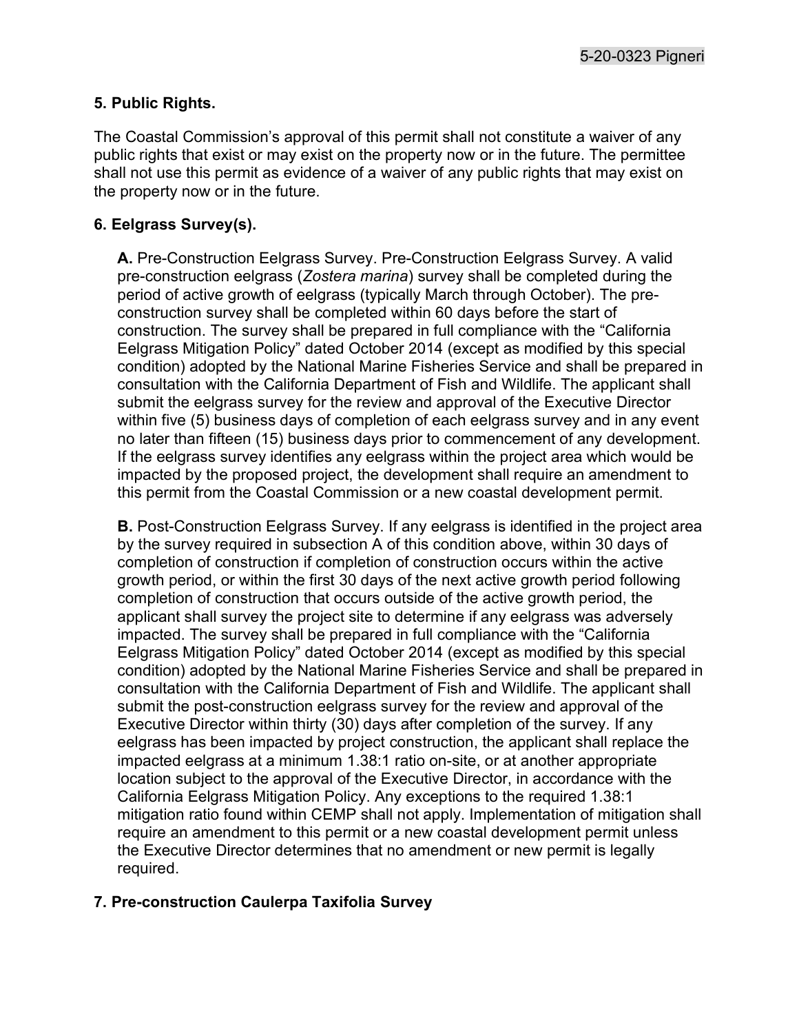**5. Public Rights.**

The Coastal Commission's approval of this permit shall not constitute a waiver of any public rights that exist or may exist on the property now or in the future. The permittee shall not use this permit as evidence of a waiver of any public rights that may exist on the property now or in the future.

**6. Eelgrass Survey(s).**

**A.** Pre-Construction Eelgrass Survey. Pre-Construction Eelgrass Survey. A valid pre-construction eelgrass (*Zostera marina*) survey shall be completed during the period of active growth of eelgrass (typically March through October). The pre-construction survey shall be completed within 60 days before the start of construction. The survey shall be prepared in full compliance with the "California Eelgrass Mitigation Policy" dated October 2014 (except as modified by this special condition) adopted by the National Marine Fisheries Service and shall be prepared in consultation with the California Department of Fish and Wildlife. The applicant shall submit the eelgrass survey for the review and approval of the Executive Director within five (5) business days of completion of each eelgrass survey and in any event no later than fifteen (15) business days prior to commencement of any development. If the eelgrass survey identifies any eelgrass within the project area which would be impacted by the proposed project, the development shall require an amendment to this permit from the Coastal Commission or a new coastal development permit.

**B.** Post-Construction Eelgrass Survey. If any eelgrass is identified in the project area by the survey required in subsection A of this condition above, within 30 days of completion of construction if completion of construction occurs within the active growth period, or within the first 30 days of the next active growth period following completion of construction that occurs outside of the active growth period, the applicant shall survey the project site to determine if any eelgrass was adversely impacted. The survey shall be prepared in full compliance with the "California Eelgrass Mitigation Policy" dated October 2014 (except as modified by this special condition) adopted by the National Marine Fisheries Service and shall be prepared in consultation with the California Department of Fish and Wildlife. The applicant shall submit the post-construction eelgrass survey for the review and approval of the Executive Director within thirty (30) days after completion of the survey. If any eelgrass has been impacted by project construction, the applicant shall replace the impacted eelgrass at a minimum 1.38:1 ratio on-site, or at another appropriate location subject to the approval of the Executive Director, in accordance with the California Eelgrass Mitigation Policy. Any exceptions to the required 1.38:1 mitigation ratio found within CEMP shall not apply. Implementation of mitigation shall require an amendment to this permit or a new coastal development permit unless the Executive Director determines that no amendment or new permit is legally required.

**7. Pre-construction Caulerpa Taxifolia Survey**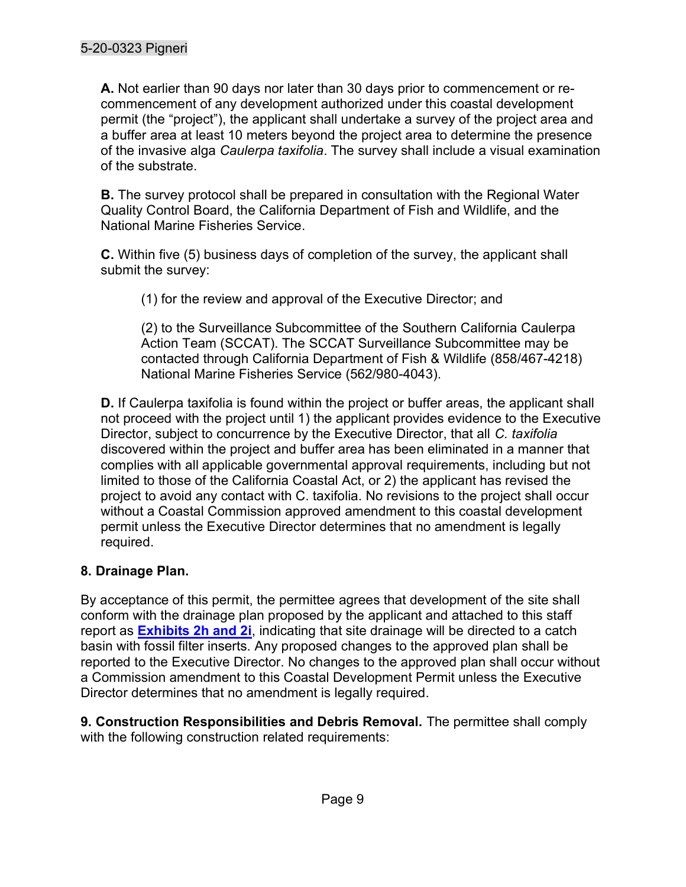**A.** Not earlier than 90 days nor later than 30 days prior to commencement or re-commencement of any development authorized under this coastal development permit (the "project"), the applicant shall undertake a survey of the project area and a buffer area at least 10 meters beyond the project area to determine the presence of the invasive alga *Caulerpa taxifolia*. The survey shall include a visual examination of the substrate.

**B.** The survey protocol shall be prepared in consultation with the Regional Water Quality Control Board, the California Department of Fish and Wildlife, and the National Marine Fisheries Service.

**C.** Within five (5) business days of completion of the survey, the applicant shall submit the survey:

(1) for the review and approval of the Executive Director; and

(2) to the Surveillance Subcommittee of the Southern California Caulerpa Action Team (SCCAT). The SCCAT Surveillance Subcommittee may be contacted through California Department of Fish & Wildlife (858/467-4218) National Marine Fisheries Service (562/980-4043).

**D.** If Caulerpa taxifolia is found within the project or buffer areas, the applicant shall not proceed with the project until 1) the applicant provides evidence to the Executive Director, subject to concurrence by the Executive Director, that all *C. taxifolia* discovered within the project and buffer area has been eliminated in a manner that complies with all applicable governmental approval requirements, including but not limited to those of the California Coastal Act, or 2) the applicant has revised the project to avoid any contact with C. taxifolia. No revisions to the project shall occur without a Coastal Commission approved amendment to this coastal development permit unless the Executive Director determines that no amendment is legally required.

**8. Drainage Plan.**

By acceptance of this permit, the permittee agrees that development of the site shall conform with the drainage plan proposed by the applicant and attached to this staff report as **Exhibits 2h and 2i**, indicating that site drainage will be directed to a catch basin with fossil filter inserts. Any proposed changes to the approved plan shall be reported to the Executive Director. No changes to the approved plan shall occur without a Commission amendment to this Coastal Development Permit unless the Executive Director determines that no amendment is legally required.

**9. Construction Responsibilities and Debris Removal.** The permittee shall comply with the following construction related requirements: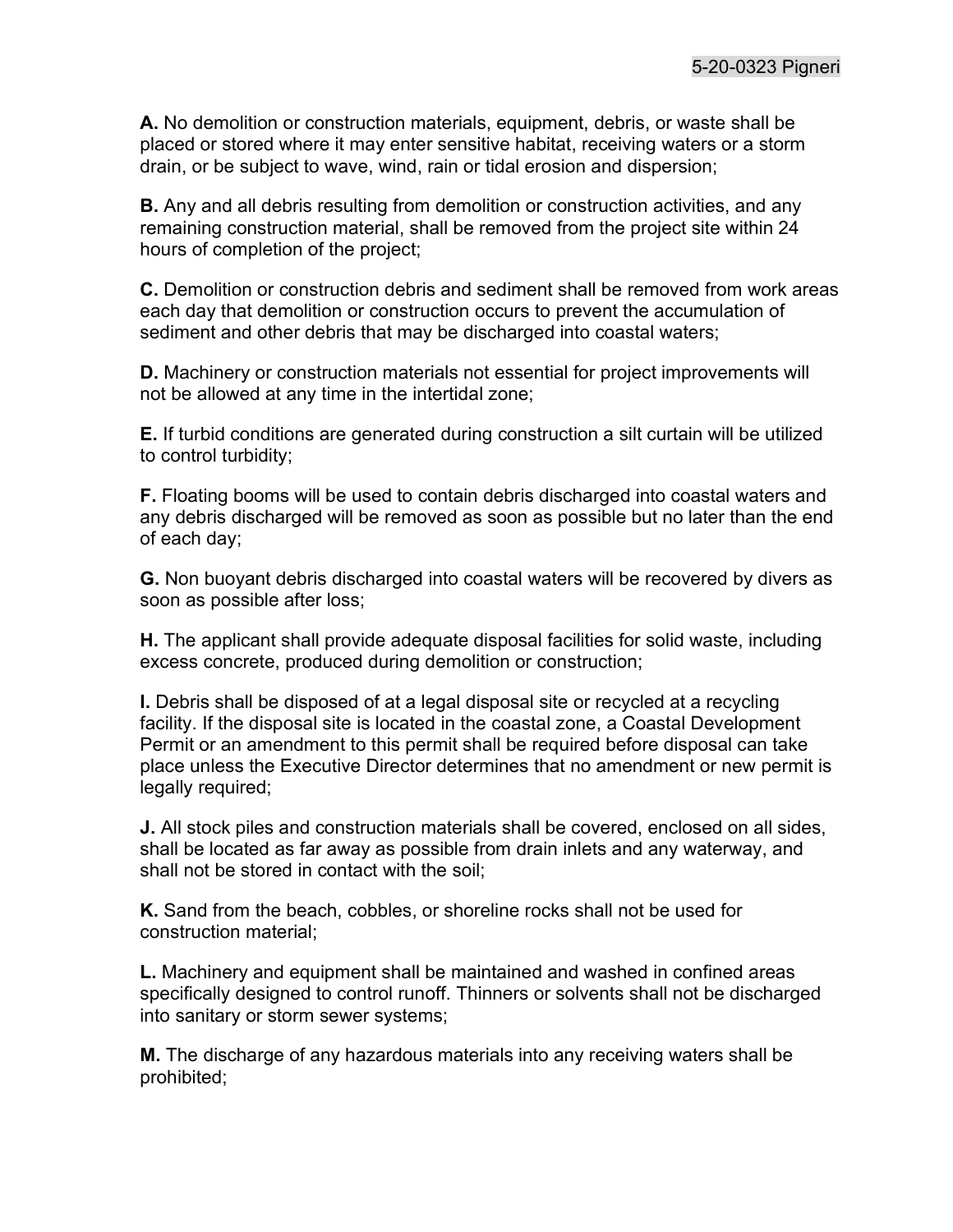**A.** No demolition or construction materials, equipment, debris, or waste shall be placed or stored where it may enter sensitive habitat, receiving waters or a storm drain, or be subject to wave, wind, rain or tidal erosion and dispersion;

**B.** Any and all debris resulting from demolition or construction activities, and any remaining construction material, shall be removed from the project site within 24 hours of completion of the project;

**C.** Demolition or construction debris and sediment shall be removed from work areas each day that demolition or construction occurs to prevent the accumulation of sediment and other debris that may be discharged into coastal waters;

**D.** Machinery or construction materials not essential for project improvements will not be allowed at any time in the intertidal zone;

**E.** If turbid conditions are generated during construction a silt curtain will be utilized to control turbidity;

**F.** Floating booms will be used to contain debris discharged into coastal waters and any debris discharged will be removed as soon as possible but no later than the end of each day;

**G.** Non buoyant debris discharged into coastal waters will be recovered by divers as soon as possible after loss;

**H.** The applicant shall provide adequate disposal facilities for solid waste, including excess concrete, produced during demolition or construction;

**I.** Debris shall be disposed of at a legal disposal site or recycled at a recycling facility. If the disposal site is located in the coastal zone, a Coastal Development Permit or an amendment to this permit shall be required before disposal can take place unless the Executive Director determines that no amendment or new permit is legally required;

**J.** All stock piles and construction materials shall be covered, enclosed on all sides, shall be located as far away as possible from drain inlets and any waterway, and shall not be stored in contact with the soil;

**K.** Sand from the beach, cobbles, or shoreline rocks shall not be used for construction material;

**L.** Machinery and equipment shall be maintained and washed in confined areas specifically designed to control runoff. Thinners or solvents shall not be discharged into sanitary or storm sewer systems;

**M.** The discharge of any hazardous materials into any receiving waters shall be prohibited;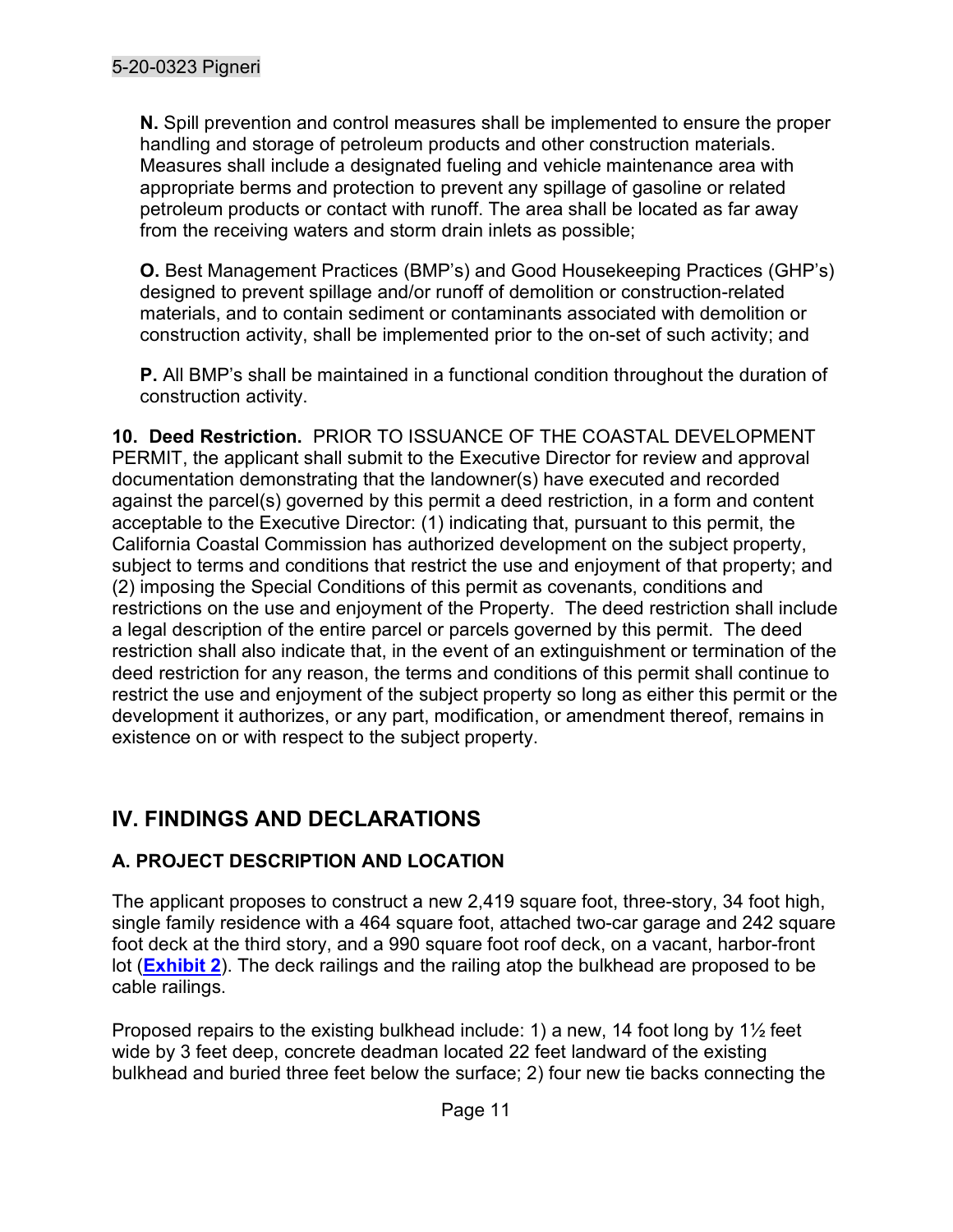**N.** Spill prevention and control measures shall be implemented to ensure the proper handling and storage of petroleum products and other construction materials. Measures shall include a designated fueling and vehicle maintenance area with appropriate berms and protection to prevent any spillage of gasoline or related petroleum products or contact with runoff. The area shall be located as far away from the receiving waters and storm drain inlets as possible;

**O.** Best Management Practices (BMP's) and Good Housekeeping Practices (GHP's) designed to prevent spillage and/or runoff of demolition or construction-related materials, and to contain sediment or contaminants associated with demolition or construction activity, shall be implemented prior to the on-set of such activity; and

**P.** All BMP's shall be maintained in a functional condition throughout the duration of construction activity.

**10. Deed Restriction.** PRIOR TO ISSUANCE OF THE COASTAL DEVELOPMENT PERMIT, the applicant shall submit to the Executive Director for review and approval documentation demonstrating that the landowner(s) have executed and recorded against the parcel(s) governed by this permit a deed restriction, in a form and content acceptable to the Executive Director: (1) indicating that, pursuant to this permit, the California Coastal Commission has authorized development on the subject property, subject to terms and conditions that restrict the use and enjoyment of that property; and (2) imposing the Special Conditions of this permit as covenants, conditions and restrictions on the use and enjoyment of the Property. The deed restriction shall include a legal description of the entire parcel or parcels governed by this permit. The deed restriction shall also indicate that, in the event of an extinguishment or termination of the deed restriction for any reason, the terms and conditions of this permit shall continue to restrict the use and enjoyment of the subject property so long as either this permit or the development it authorizes, or any part, modification, or amendment thereof, remains in existence on or with respect to the subject property.

## IV. FINDINGS AND DECLARATIONS

### A. PROJECT DESCRIPTION AND LOCATION

The applicant proposes to construct a new 2,419 square foot, three-story, 34 foot high, single family residence with a 464 square foot, attached two-car garage and 242 square foot deck at the third story, and a 990 square foot roof deck, on a vacant, harbor-front lot (**Exhibit 2**). The deck railings and the railing atop the bulkhead are proposed to be cable railings.

Proposed repairs to the existing bulkhead include: 1) a new, 14 foot long by 1½ feet wide by 3 feet deep, concrete deadman located 22 feet landward of the existing bulkhead and buried three feet below the surface; 2) four new tie backs connecting the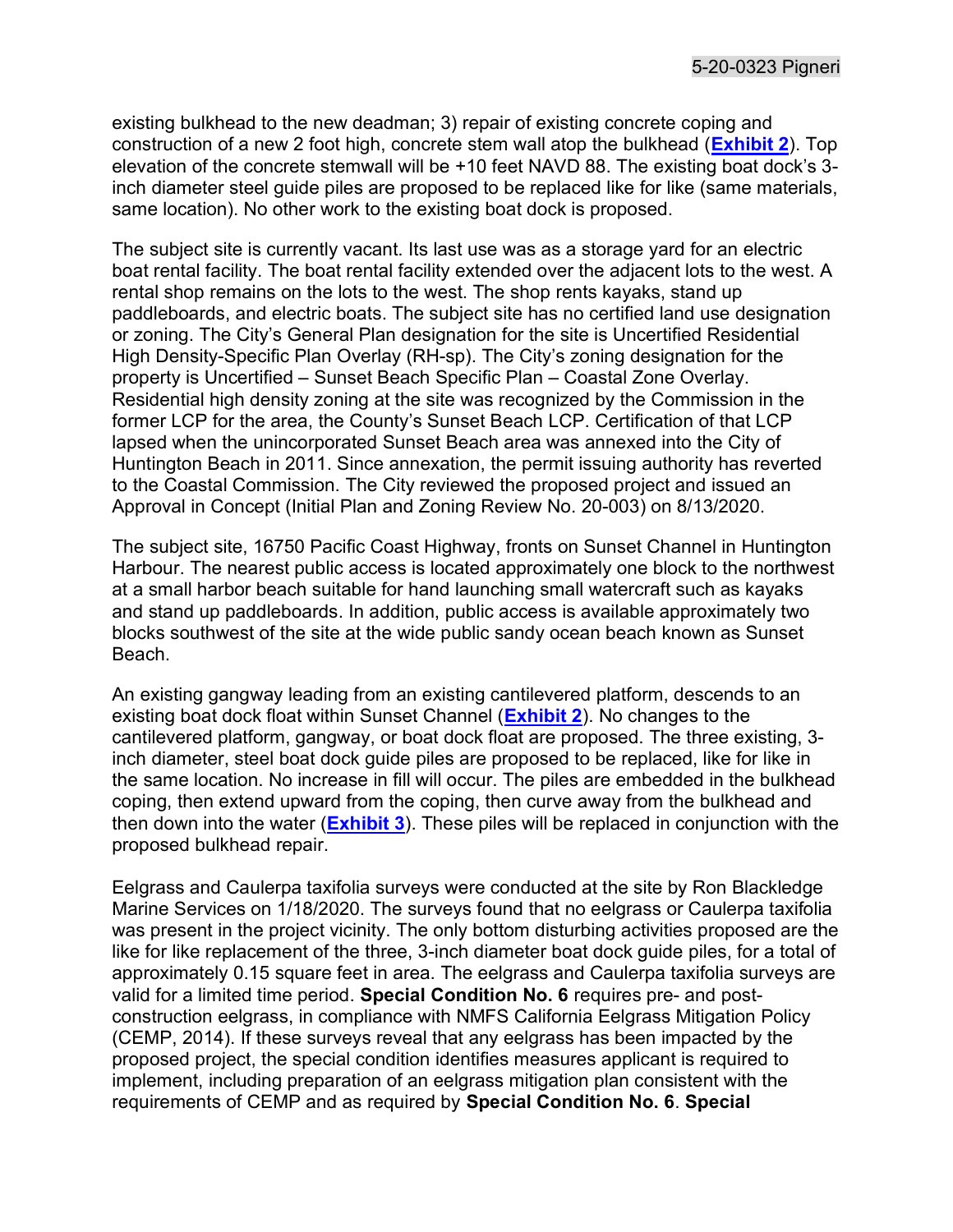existing bulkhead to the new deadman; 3) repair of existing concrete coping and construction of a new 2 foot high, concrete stem wall atop the bulkhead (**Exhibit 2**). Top elevation of the concrete stemwall will be +10 feet NAVD 88. The existing boat dock's 3-inch diameter steel guide piles are proposed to be replaced like for like (same materials, same location). No other work to the existing boat dock is proposed.

The subject site is currently vacant. Its last use was as a storage yard for an electric boat rental facility. The boat rental facility extended over the adjacent lots to the west. A rental shop remains on the lots to the west. The shop rents kayaks, stand up paddleboards, and electric boats. The subject site has no certified land use designation or zoning. The City's General Plan designation for the site is Uncertified Residential High Density-Specific Plan Overlay (RH-sp). The City's zoning designation for the property is Uncertified – Sunset Beach Specific Plan – Coastal Zone Overlay. Residential high density zoning at the site was recognized by the Commission in the former LCP for the area, the County's Sunset Beach LCP. Certification of that LCP lapsed when the unincorporated Sunset Beach area was annexed into the City of Huntington Beach in 2011. Since annexation, the permit issuing authority has reverted to the Coastal Commission. The City reviewed the proposed project and issued an Approval in Concept (Initial Plan and Zoning Review No. 20-003) on 8/13/2020.

The subject site, 16750 Pacific Coast Highway, fronts on Sunset Channel in Huntington Harbour. The nearest public access is located approximately one block to the northwest at a small harbor beach suitable for hand launching small watercraft such as kayaks and stand up paddleboards. In addition, public access is available approximately two blocks southwest of the site at the wide public sandy ocean beach known as Sunset Beach.

An existing gangway leading from an existing cantilevered platform, descends to an existing boat dock float within Sunset Channel (**Exhibit 2**). No changes to the cantilevered platform, gangway, or boat dock float are proposed. The three existing, 3-inch diameter, steel boat dock guide piles are proposed to be replaced, like for like in the same location. No increase in fill will occur. The piles are embedded in the bulkhead coping, then extend upward from the coping, then curve away from the bulkhead and then down into the water (**Exhibit 3**). These piles will be replaced in conjunction with the proposed bulkhead repair.

Eelgrass and Caulerpa taxifolia surveys were conducted at the site by Ron Blackledge Marine Services on 1/18/2020. The surveys found that no eelgrass or Caulerpa taxifolia was present in the project vicinity. The only bottom disturbing activities proposed are the like for like replacement of the three, 3-inch diameter boat dock guide piles, for a total of approximately 0.15 square feet in area. The eelgrass and Caulerpa taxifolia surveys are valid for a limited time period. **Special Condition No. 6** requires pre- and post-construction eelgrass, in compliance with NMFS California Eelgrass Mitigation Policy (CEMP, 2014). If these surveys reveal that any eelgrass has been impacted by the proposed project, the special condition identifies measures applicant is required to implement, including preparation of an eelgrass mitigation plan consistent with the requirements of CEMP and as required by **Special Condition No. 6**. **Special**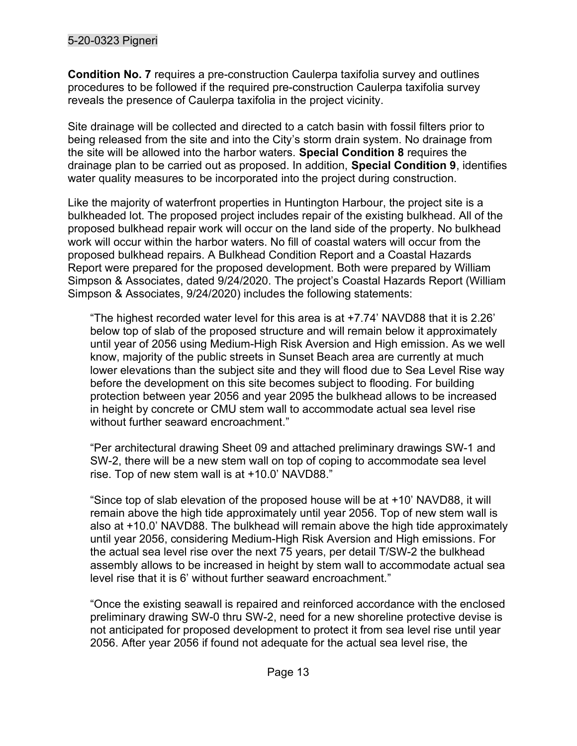**Condition No. 7** requires a pre-construction Caulerpa taxifolia survey and outlines procedures to be followed if the required pre-construction Caulerpa taxifolia survey reveals the presence of Caulerpa taxifolia in the project vicinity.

Site drainage will be collected and directed to a catch basin with fossil filters prior to being released from the site and into the City's storm drain system. No drainage from the site will be allowed into the harbor waters. **Special Condition 8** requires the drainage plan to be carried out as proposed. In addition, **Special Condition 9**, identifies water quality measures to be incorporated into the project during construction.

Like the majority of waterfront properties in Huntington Harbour, the project site is a bulkheaded lot. The proposed project includes repair of the existing bulkhead. All of the proposed bulkhead repair work will occur on the land side of the property. No bulkhead work will occur within the harbor waters. No fill of coastal waters will occur from the proposed bulkhead repairs. A Bulkhead Condition Report and a Coastal Hazards Report were prepared for the proposed development. Both were prepared by William Simpson & Associates, dated 9/24/2020. The project's Coastal Hazards Report (William Simpson & Associates, 9/24/2020) includes the following statements:

> "The highest recorded water level for this area is at +7.74' NAVD88 that it is 2.26' below top of slab of the proposed structure and will remain below it approximately until year of 2056 using Medium-High Risk Aversion and High emission. As we well know, majority of the public streets in Sunset Beach area are currently at much lower elevations than the subject site and they will flood due to Sea Level Rise way before the development on this site becomes subject to flooding. For building protection between year 2056 and year 2095 the bulkhead allows to be increased in height by concrete or CMU stem wall to accommodate actual sea level rise without further seaward encroachment."
>
> "Per architectural drawing Sheet 09 and attached preliminary drawings SW-1 and SW-2, there will be a new stem wall on top of coping to accommodate sea level rise. Top of new stem wall is at +10.0' NAVD88."
>
> "Since top of slab elevation of the proposed house will be at +10' NAVD88, it will remain above the high tide approximately until year 2056. Top of new stem wall is also at +10.0' NAVD88. The bulkhead will remain above the high tide approximately until year 2056, considering Medium-High Risk Aversion and High emissions. For the actual sea level rise over the next 75 years, per detail T/SW-2 the bulkhead assembly allows to be increased in height by stem wall to accommodate actual sea level rise that it is 6' without further seaward encroachment."
>
> "Once the existing seawall is repaired and reinforced accordance with the enclosed preliminary drawing SW-0 thru SW-2, need for a new shoreline protective devise is not anticipated for proposed development to protect it from sea level rise until year 2056. After year 2056 if found not adequate for the actual sea level rise, the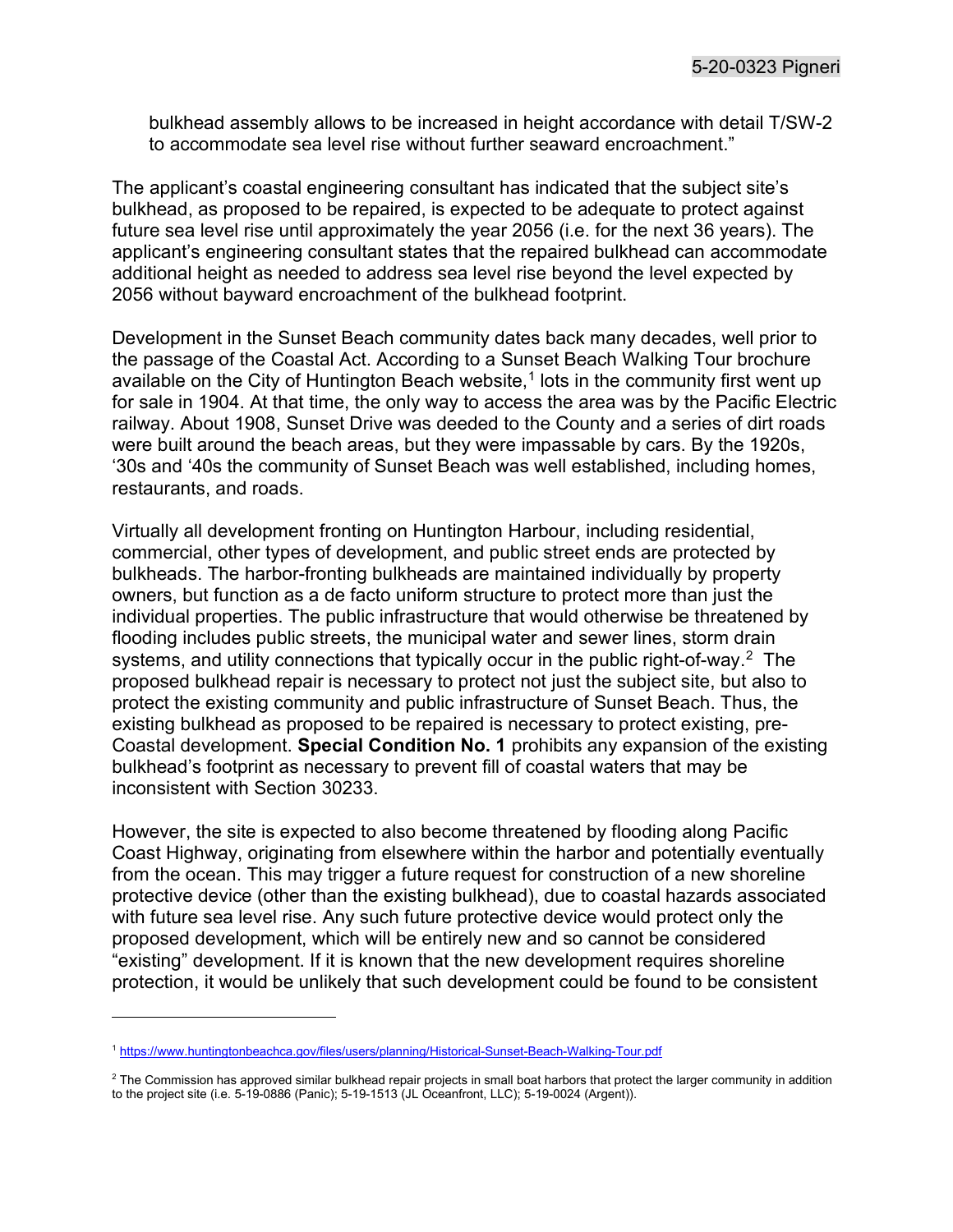bulkhead assembly allows to be increased in height accordance with detail T/SW-2 to accommodate sea level rise without further seaward encroachment."

The applicant's coastal engineering consultant has indicated that the subject site's bulkhead, as proposed to be repaired, is expected to be adequate to protect against future sea level rise until approximately the year 2056 (i.e. for the next 36 years). The applicant's engineering consultant states that the repaired bulkhead can accommodate additional height as needed to address sea level rise beyond the level expected by 2056 without bayward encroachment of the bulkhead footprint.

Development in the Sunset Beach community dates back many decades, well prior to the passage of the Coastal Act. According to a Sunset Beach Walking Tour brochure available on the City of Huntington Beach website,[1] lots in the community first went up for sale in 1904. At that time, the only way to access the area was by the Pacific Electric railway. About 1908, Sunset Drive was deeded to the County and a series of dirt roads were built around the beach areas, but they were impassable by cars. By the 1920s, '30s and '40s the community of Sunset Beach was well established, including homes, restaurants, and roads.

Virtually all development fronting on Huntington Harbour, including residential, commercial, other types of development, and public street ends are protected by bulkheads. The harbor-fronting bulkheads are maintained individually by property owners, but function as a de facto uniform structure to protect more than just the individual properties. The public infrastructure that would otherwise be threatened by flooding includes public streets, the municipal water and sewer lines, storm drain systems, and utility connections that typically occur in the public right-of-way.[2] The proposed bulkhead repair is necessary to protect not just the subject site, but also to protect the existing community and public infrastructure of Sunset Beach. Thus, the existing bulkhead as proposed to be repaired is necessary to protect existing, pre-Coastal development. **Special Condition No. 1** prohibits any expansion of the existing bulkhead's footprint as necessary to prevent fill of coastal waters that may be inconsistent with Section 30233.

However, the site is expected to also become threatened by flooding along Pacific Coast Highway, originating from elsewhere within the harbor and potentially eventually from the ocean. This may trigger a future request for construction of a new shoreline protective device (other than the existing bulkhead), due to coastal hazards associated with future sea level rise. Any such future protective device would protect only the proposed development, which will be entirely new and so cannot be considered "existing" development. If it is known that the new development requires shoreline protection, it would be unlikely that such development could be found to be consistent

---

[1] https://www.huntingtonbeachca.gov/files/users/planning/Historical-Sunset-Beach-Walking-Tour.pdf

[2] The Commission has approved similar bulkhead repair projects in small boat harbors that protect the larger community in addition to the project site (i.e. 5-19-0886 (Panic); 5-19-1513 (JL Oceanfront, LLC); 5-19-0024 (Argent)).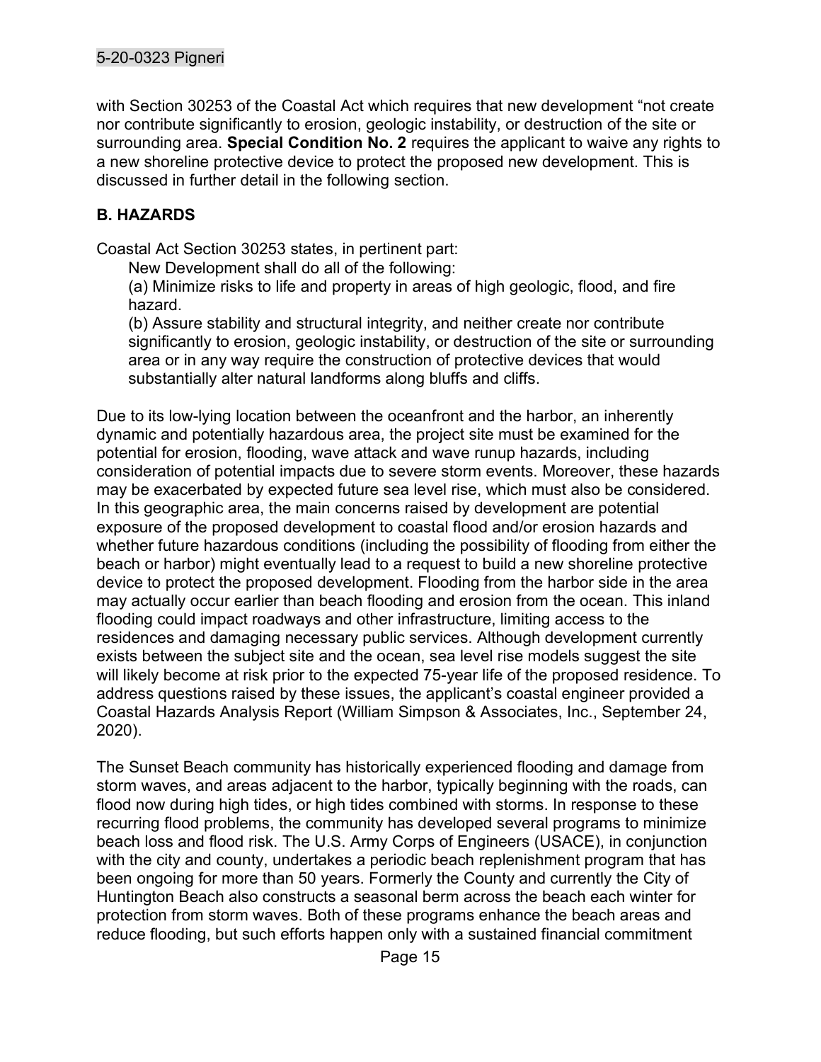with Section 30253 of the Coastal Act which requires that new development "not create nor contribute significantly to erosion, geologic instability, or destruction of the site or surrounding area. **Special Condition No. 2** requires the applicant to waive any rights to a new shoreline protective device to protect the proposed new development. This is discussed in further detail in the following section.

## B. HAZARDS

Coastal Act Section 30253 states, in pertinent part:

> New Development shall do all of the following:
>
> (a) Minimize risks to life and property in areas of high geologic, flood, and fire hazard.
>
> (b) Assure stability and structural integrity, and neither create nor contribute significantly to erosion, geologic instability, or destruction of the site or surrounding area or in any way require the construction of protective devices that would substantially alter natural landforms along bluffs and cliffs.

Due to its low-lying location between the oceanfront and the harbor, an inherently dynamic and potentially hazardous area, the project site must be examined for the potential for erosion, flooding, wave attack and wave runup hazards, including consideration of potential impacts due to severe storm events. Moreover, these hazards may be exacerbated by expected future sea level rise, which must also be considered. In this geographic area, the main concerns raised by development are potential exposure of the proposed development to coastal flood and/or erosion hazards and whether future hazardous conditions (including the possibility of flooding from either the beach or harbor) might eventually lead to a request to build a new shoreline protective device to protect the proposed development. Flooding from the harbor side in the area may actually occur earlier than beach flooding and erosion from the ocean. This inland flooding could impact roadways and other infrastructure, limiting access to the residences and damaging necessary public services. Although development currently exists between the subject site and the ocean, sea level rise models suggest the site will likely become at risk prior to the expected 75-year life of the proposed residence. To address questions raised by these issues, the applicant's coastal engineer provided a Coastal Hazards Analysis Report (William Simpson & Associates, Inc., September 24, 2020).

The Sunset Beach community has historically experienced flooding and damage from storm waves, and areas adjacent to the harbor, typically beginning with the roads, can flood now during high tides, or high tides combined with storms. In response to these recurring flood problems, the community has developed several programs to minimize beach loss and flood risk. The U.S. Army Corps of Engineers (USACE), in conjunction with the city and county, undertakes a periodic beach replenishment program that has been ongoing for more than 50 years. Formerly the County and currently the City of Huntington Beach also constructs a seasonal berm across the beach each winter for protection from storm waves. Both of these programs enhance the beach areas and reduce flooding, but such efforts happen only with a sustained financial commitment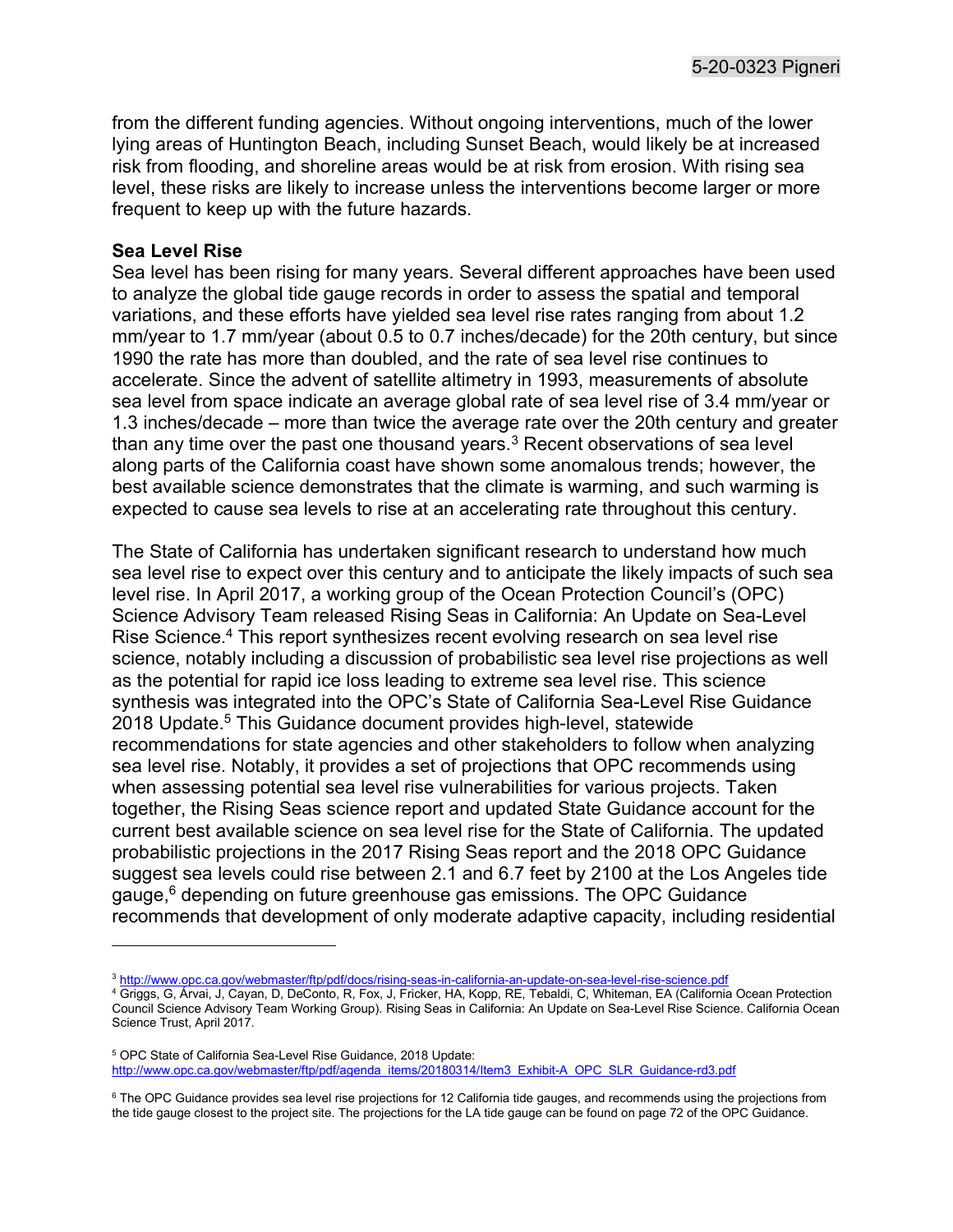from the different funding agencies. Without ongoing interventions, much of the lower lying areas of Huntington Beach, including Sunset Beach, would likely be at increased risk from flooding, and shoreline areas would be at risk from erosion. With rising sea level, these risks are likely to increase unless the interventions become larger or more frequent to keep up with the future hazards.

**Sea Level Rise**

Sea level has been rising for many years. Several different approaches have been used to analyze the global tide gauge records in order to assess the spatial and temporal variations, and these efforts have yielded sea level rise rates ranging from about 1.2 mm/year to 1.7 mm/year (about 0.5 to 0.7 inches/decade) for the 20th century, but since 1990 the rate has more than doubled, and the rate of sea level rise continues to accelerate. Since the advent of satellite altimetry in 1993, measurements of absolute sea level from space indicate an average global rate of sea level rise of 3.4 mm/year or 1.3 inches/decade – more than twice the average rate over the 20th century and greater than any time over the past one thousand years.[3] Recent observations of sea level along parts of the California coast have shown some anomalous trends; however, the best available science demonstrates that the climate is warming, and such warming is expected to cause sea levels to rise at an accelerating rate throughout this century.

The State of California has undertaken significant research to understand how much sea level rise to expect over this century and to anticipate the likely impacts of such sea level rise. In April 2017, a working group of the Ocean Protection Council's (OPC) Science Advisory Team released Rising Seas in California: An Update on Sea-Level Rise Science.[4] This report synthesizes recent evolving research on sea level rise science, notably including a discussion of probabilistic sea level rise projections as well as the potential for rapid ice loss leading to extreme sea level rise. This science synthesis was integrated into the OPC's State of California Sea-Level Rise Guidance 2018 Update.[5] This Guidance document provides high-level, statewide recommendations for state agencies and other stakeholders to follow when analyzing sea level rise. Notably, it provides a set of projections that OPC recommends using when assessing potential sea level rise vulnerabilities for various projects. Taken together, the Rising Seas science report and updated State Guidance account for the current best available science on sea level rise for the State of California. The updated probabilistic projections in the 2017 Rising Seas report and the 2018 OPC Guidance suggest sea levels could rise between 2.1 and 6.7 feet by 2100 at the Los Angeles tide gauge,[6] depending on future greenhouse gas emissions. The OPC Guidance recommends that development of only moderate adaptive capacity, including residential

---

[3] http://www.opc.ca.gov/webmaster/ftp/pdf/docs/rising-seas-in-california-an-update-on-sea-level-rise-science.pdf

[4] Griggs, G, Árvai, J, Cayan, D, DeConto, R, Fox, J, Fricker, HA, Kopp, RE, Tebaldi, C, Whiteman, EA (California Ocean Protection Council Science Advisory Team Working Group). Rising Seas in California: An Update on Sea-Level Rise Science. California Ocean Science Trust, April 2017.

[5] OPC State of California Sea-Level Rise Guidance, 2018 Update: http://www.opc.ca.gov/webmaster/ftp/pdf/agenda_items/20180314/Item3_Exhibit-A_OPC_SLR_Guidance-rd3.pdf

[6] The OPC Guidance provides sea level rise projections for 12 California tide gauges, and recommends using the projections from the tide gauge closest to the project site. The projections for the LA tide gauge can be found on page 72 of the OPC Guidance.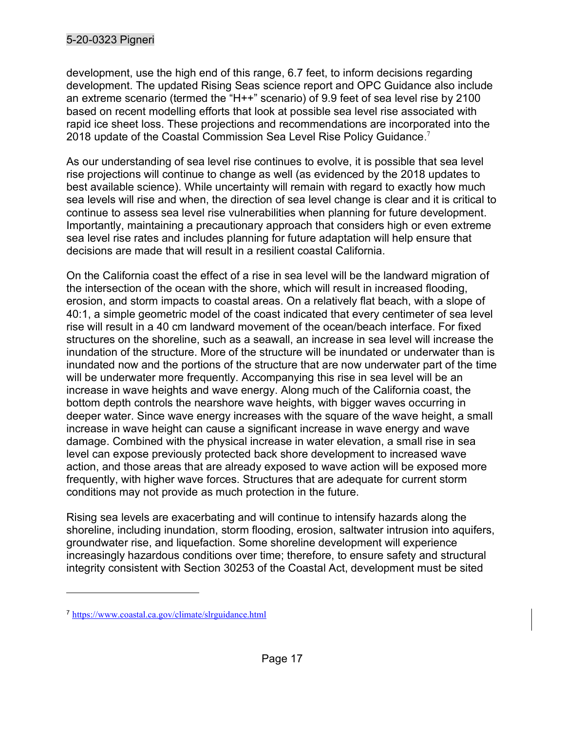development, use the high end of this range, 6.7 feet, to inform decisions regarding development. The updated Rising Seas science report and OPC Guidance also include an extreme scenario (termed the "H++" scenario) of 9.9 feet of sea level rise by 2100 based on recent modelling efforts that look at possible sea level rise associated with rapid ice sheet loss. These projections and recommendations are incorporated into the 2018 update of the Coastal Commission Sea Level Rise Policy Guidance.[7]

As our understanding of sea level rise continues to evolve, it is possible that sea level rise projections will continue to change as well (as evidenced by the 2018 updates to best available science). While uncertainty will remain with regard to exactly how much sea levels will rise and when, the direction of sea level change is clear and it is critical to continue to assess sea level rise vulnerabilities when planning for future development. Importantly, maintaining a precautionary approach that considers high or even extreme sea level rise rates and includes planning for future adaptation will help ensure that decisions are made that will result in a resilient coastal California.

On the California coast the effect of a rise in sea level will be the landward migration of the intersection of the ocean with the shore, which will result in increased flooding, erosion, and storm impacts to coastal areas. On a relatively flat beach, with a slope of 40:1, a simple geometric model of the coast indicated that every centimeter of sea level rise will result in a 40 cm landward movement of the ocean/beach interface. For fixed structures on the shoreline, such as a seawall, an increase in sea level will increase the inundation of the structure. More of the structure will be inundated or underwater than is inundated now and the portions of the structure that are now underwater part of the time will be underwater more frequently. Accompanying this rise in sea level will be an increase in wave heights and wave energy. Along much of the California coast, the bottom depth controls the nearshore wave heights, with bigger waves occurring in deeper water. Since wave energy increases with the square of the wave height, a small increase in wave height can cause a significant increase in wave energy and wave damage. Combined with the physical increase in water elevation, a small rise in sea level can expose previously protected back shore development to increased wave action, and those areas that are already exposed to wave action will be exposed more frequently, with higher wave forces. Structures that are adequate for current storm conditions may not provide as much protection in the future.

Rising sea levels are exacerbating and will continue to intensify hazards along the shoreline, including inundation, storm flooding, erosion, saltwater intrusion into aquifers, groundwater rise, and liquefaction. Some shoreline development will experience increasingly hazardous conditions over time; therefore, to ensure safety and structural integrity consistent with Section 30253 of the Coastal Act, development must be sited

---

[7] https://www.coastal.ca.gov/climate/slrguidance.html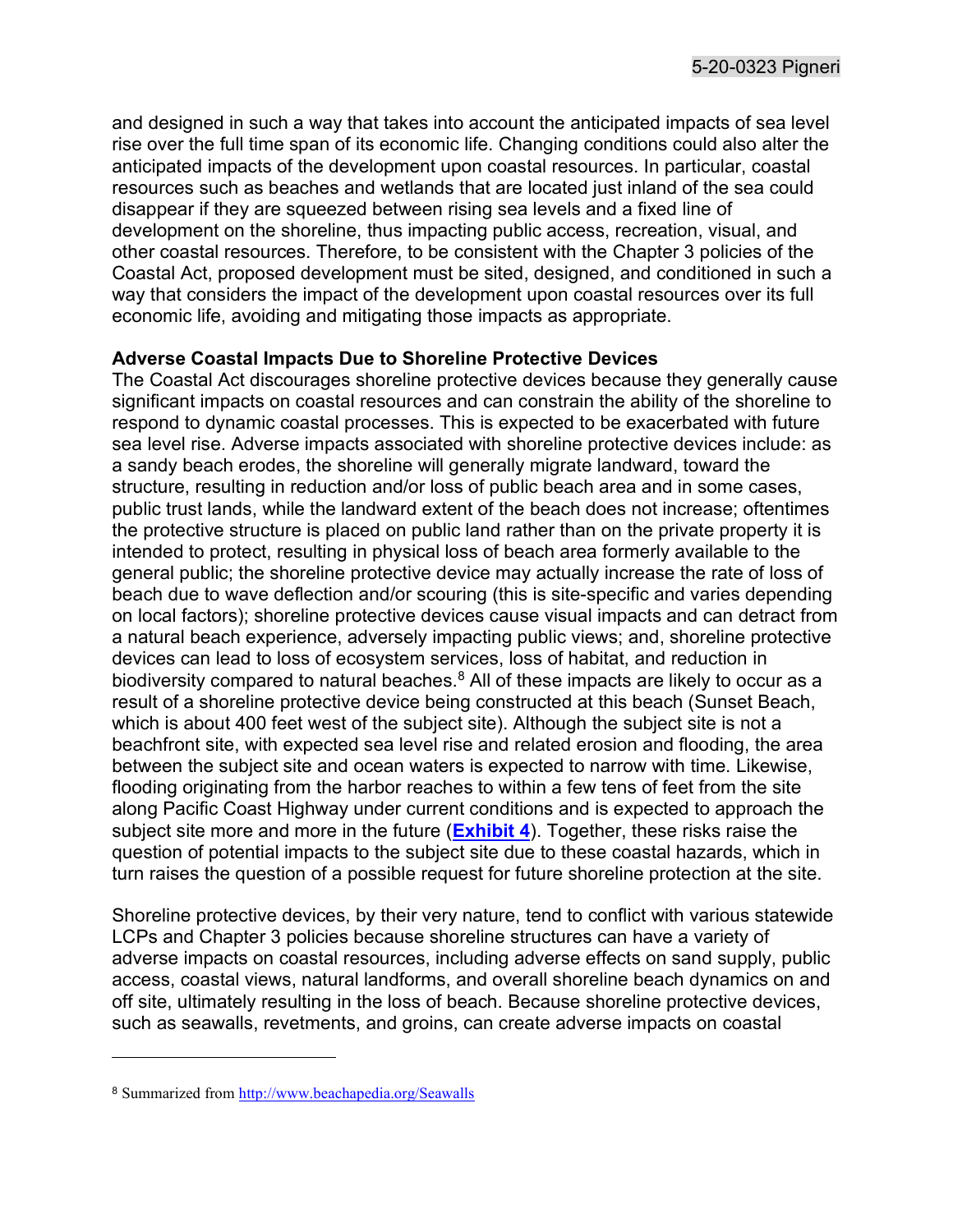and designed in such a way that takes into account the anticipated impacts of sea level rise over the full time span of its economic life. Changing conditions could also alter the anticipated impacts of the development upon coastal resources. In particular, coastal resources such as beaches and wetlands that are located just inland of the sea could disappear if they are squeezed between rising sea levels and a fixed line of development on the shoreline, thus impacting public access, recreation, visual, and other coastal resources. Therefore, to be consistent with the Chapter 3 policies of the Coastal Act, proposed development must be sited, designed, and conditioned in such a way that considers the impact of the development upon coastal resources over its full economic life, avoiding and mitigating those impacts as appropriate.

**Adverse Coastal Impacts Due to Shoreline Protective Devices**

The Coastal Act discourages shoreline protective devices because they generally cause significant impacts on coastal resources and can constrain the ability of the shoreline to respond to dynamic coastal processes. This is expected to be exacerbated with future sea level rise. Adverse impacts associated with shoreline protective devices include: as a sandy beach erodes, the shoreline will generally migrate landward, toward the structure, resulting in reduction and/or loss of public beach area and in some cases, public trust lands, while the landward extent of the beach does not increase; oftentimes the protective structure is placed on public land rather than on the private property it is intended to protect, resulting in physical loss of beach area formerly available to the general public; the shoreline protective device may actually increase the rate of loss of beach due to wave deflection and/or scouring (this is site-specific and varies depending on local factors); shoreline protective devices cause visual impacts and can detract from a natural beach experience, adversely impacting public views; and, shoreline protective devices can lead to loss of ecosystem services, loss of habitat, and reduction in biodiversity compared to natural beaches.[8] All of these impacts are likely to occur as a result of a shoreline protective device being constructed at this beach (Sunset Beach, which is about 400 feet west of the subject site). Although the subject site is not a beachfront site, with expected sea level rise and related erosion and flooding, the area between the subject site and ocean waters is expected to narrow with time. Likewise, flooding originating from the harbor reaches to within a few tens of feet from the site along Pacific Coast Highway under current conditions and is expected to approach the subject site more and more in the future (**Exhibit 4**). Together, these risks raise the question of potential impacts to the subject site due to these coastal hazards, which in turn raises the question of a possible request for future shoreline protection at the site.

Shoreline protective devices, by their very nature, tend to conflict with various statewide LCPs and Chapter 3 policies because shoreline structures can have a variety of adverse impacts on coastal resources, including adverse effects on sand supply, public access, coastal views, natural landforms, and overall shoreline beach dynamics on and off site, ultimately resulting in the loss of beach. Because shoreline protective devices, such as seawalls, revetments, and groins, can create adverse impacts on coastal

[8] Summarized from http://www.beachapedia.org/Seawalls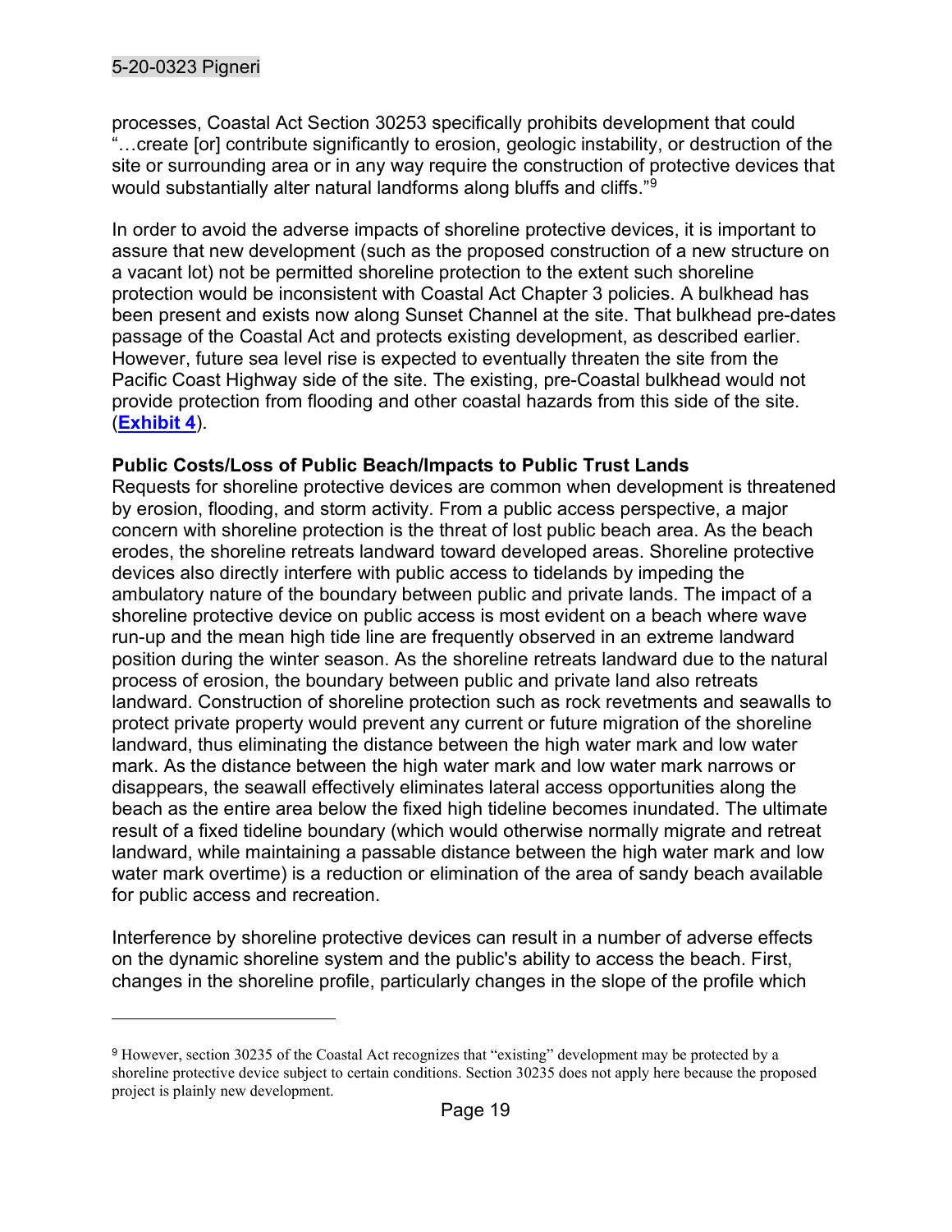processes, Coastal Act Section 30253 specifically prohibits development that could "…create [or] contribute significantly to erosion, geologic instability, or destruction of the site or surrounding area or in any way require the construction of protective devices that would substantially alter natural landforms along bluffs and cliffs."[9]

In order to avoid the adverse impacts of shoreline protective devices, it is important to assure that new development (such as the proposed construction of a new structure on a vacant lot) not be permitted shoreline protection to the extent such shoreline protection would be inconsistent with Coastal Act Chapter 3 policies. A bulkhead has been present and exists now along Sunset Channel at the site. That bulkhead pre-dates passage of the Coastal Act and protects existing development, as described earlier. However, future sea level rise is expected to eventually threaten the site from the Pacific Coast Highway side of the site. The existing, pre-Coastal bulkhead would not provide protection from flooding and other coastal hazards from this side of the site. (**Exhibit 4**).

**Public Costs/Loss of Public Beach/Impacts to Public Trust Lands**

Requests for shoreline protective devices are common when development is threatened by erosion, flooding, and storm activity. From a public access perspective, a major concern with shoreline protection is the threat of lost public beach area. As the beach erodes, the shoreline retreats landward toward developed areas. Shoreline protective devices also directly interfere with public access to tidelands by impeding the ambulatory nature of the boundary between public and private lands. The impact of a shoreline protective device on public access is most evident on a beach where wave run-up and the mean high tide line are frequently observed in an extreme landward position during the winter season. As the shoreline retreats landward due to the natural process of erosion, the boundary between public and private land also retreats landward. Construction of shoreline protection such as rock revetments and seawalls to protect private property would prevent any current or future migration of the shoreline landward, thus eliminating the distance between the high water mark and low water mark. As the distance between the high water mark and low water mark narrows or disappears, the seawall effectively eliminates lateral access opportunities along the beach as the entire area below the fixed high tideline becomes inundated. The ultimate result of a fixed tideline boundary (which would otherwise normally migrate and retreat landward, while maintaining a passable distance between the high water mark and low water mark overtime) is a reduction or elimination of the area of sandy beach available for public access and recreation.

Interference by shoreline protective devices can result in a number of adverse effects on the dynamic shoreline system and the public's ability to access the beach. First, changes in the shoreline profile, particularly changes in the slope of the profile which

---

[9] However, section 30235 of the Coastal Act recognizes that "existing" development may be protected by a shoreline protective device subject to certain conditions. Section 30235 does not apply here because the proposed project is plainly new development.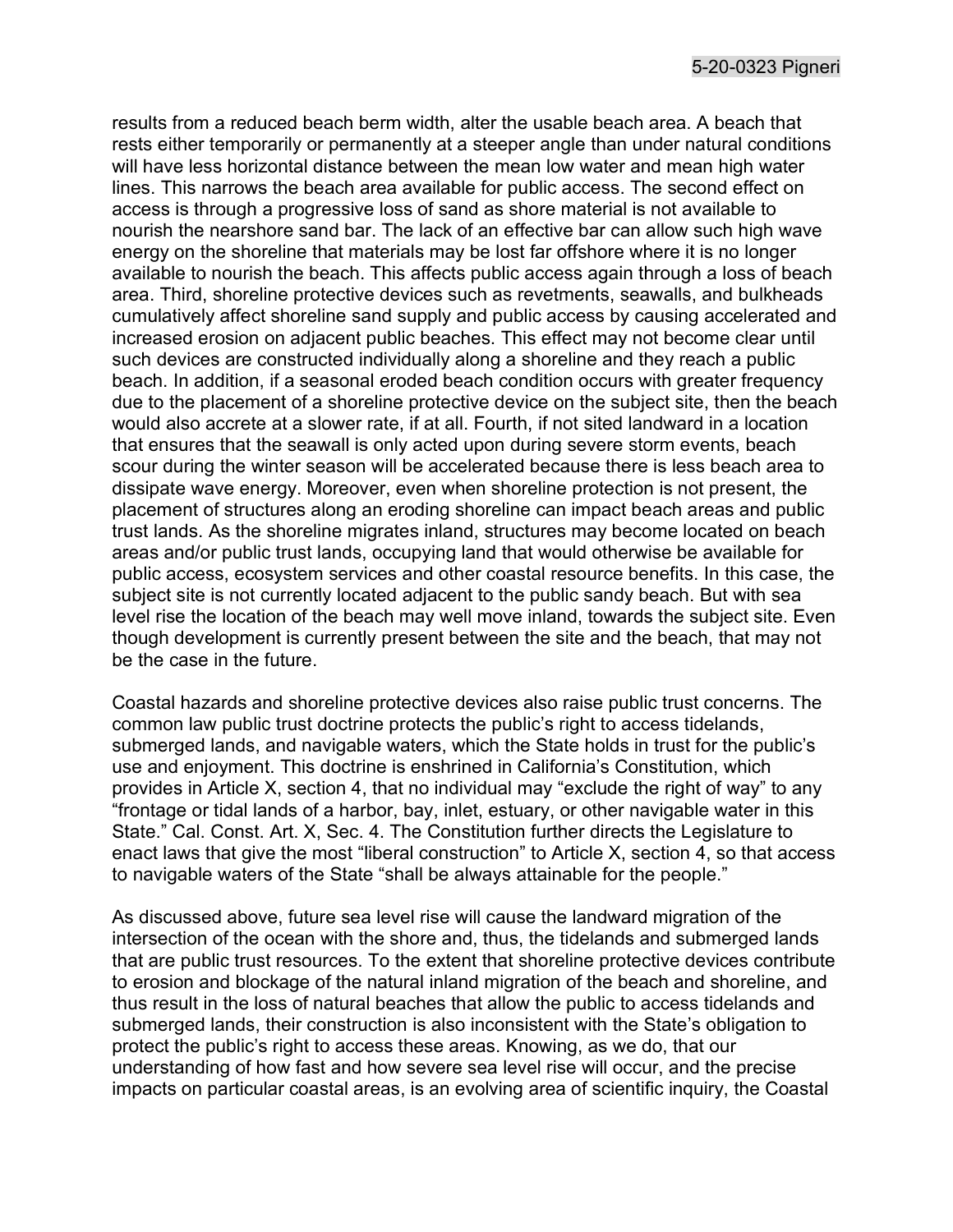results from a reduced beach berm width, alter the usable beach area. A beach that rests either temporarily or permanently at a steeper angle than under natural conditions will have less horizontal distance between the mean low water and mean high water lines. This narrows the beach area available for public access. The second effect on access is through a progressive loss of sand as shore material is not available to nourish the nearshore sand bar. The lack of an effective bar can allow such high wave energy on the shoreline that materials may be lost far offshore where it is no longer available to nourish the beach. This affects public access again through a loss of beach area. Third, shoreline protective devices such as revetments, seawalls, and bulkheads cumulatively affect shoreline sand supply and public access by causing accelerated and increased erosion on adjacent public beaches. This effect may not become clear until such devices are constructed individually along a shoreline and they reach a public beach. In addition, if a seasonal eroded beach condition occurs with greater frequency due to the placement of a shoreline protective device on the subject site, then the beach would also accrete at a slower rate, if at all. Fourth, if not sited landward in a location that ensures that the seawall is only acted upon during severe storm events, beach scour during the winter season will be accelerated because there is less beach area to dissipate wave energy. Moreover, even when shoreline protection is not present, the placement of structures along an eroding shoreline can impact beach areas and public trust lands. As the shoreline migrates inland, structures may become located on beach areas and/or public trust lands, occupying land that would otherwise be available for public access, ecosystem services and other coastal resource benefits. In this case, the subject site is not currently located adjacent to the public sandy beach. But with sea level rise the location of the beach may well move inland, towards the subject site. Even though development is currently present between the site and the beach, that may not be the case in the future.

Coastal hazards and shoreline protective devices also raise public trust concerns. The common law public trust doctrine protects the public's right to access tidelands, submerged lands, and navigable waters, which the State holds in trust for the public's use and enjoyment. This doctrine is enshrined in California's Constitution, which provides in Article X, section 4, that no individual may "exclude the right of way" to any "frontage or tidal lands of a harbor, bay, inlet, estuary, or other navigable water in this State." Cal. Const. Art. X, Sec. 4. The Constitution further directs the Legislature to enact laws that give the most "liberal construction" to Article X, section 4, so that access to navigable waters of the State "shall be always attainable for the people."

As discussed above, future sea level rise will cause the landward migration of the intersection of the ocean with the shore and, thus, the tidelands and submerged lands that are public trust resources. To the extent that shoreline protective devices contribute to erosion and blockage of the natural inland migration of the beach and shoreline, and thus result in the loss of natural beaches that allow the public to access tidelands and submerged lands, their construction is also inconsistent with the State's obligation to protect the public's right to access these areas. Knowing, as we do, that our understanding of how fast and how severe sea level rise will occur, and the precise impacts on particular coastal areas, is an evolving area of scientific inquiry, the Coastal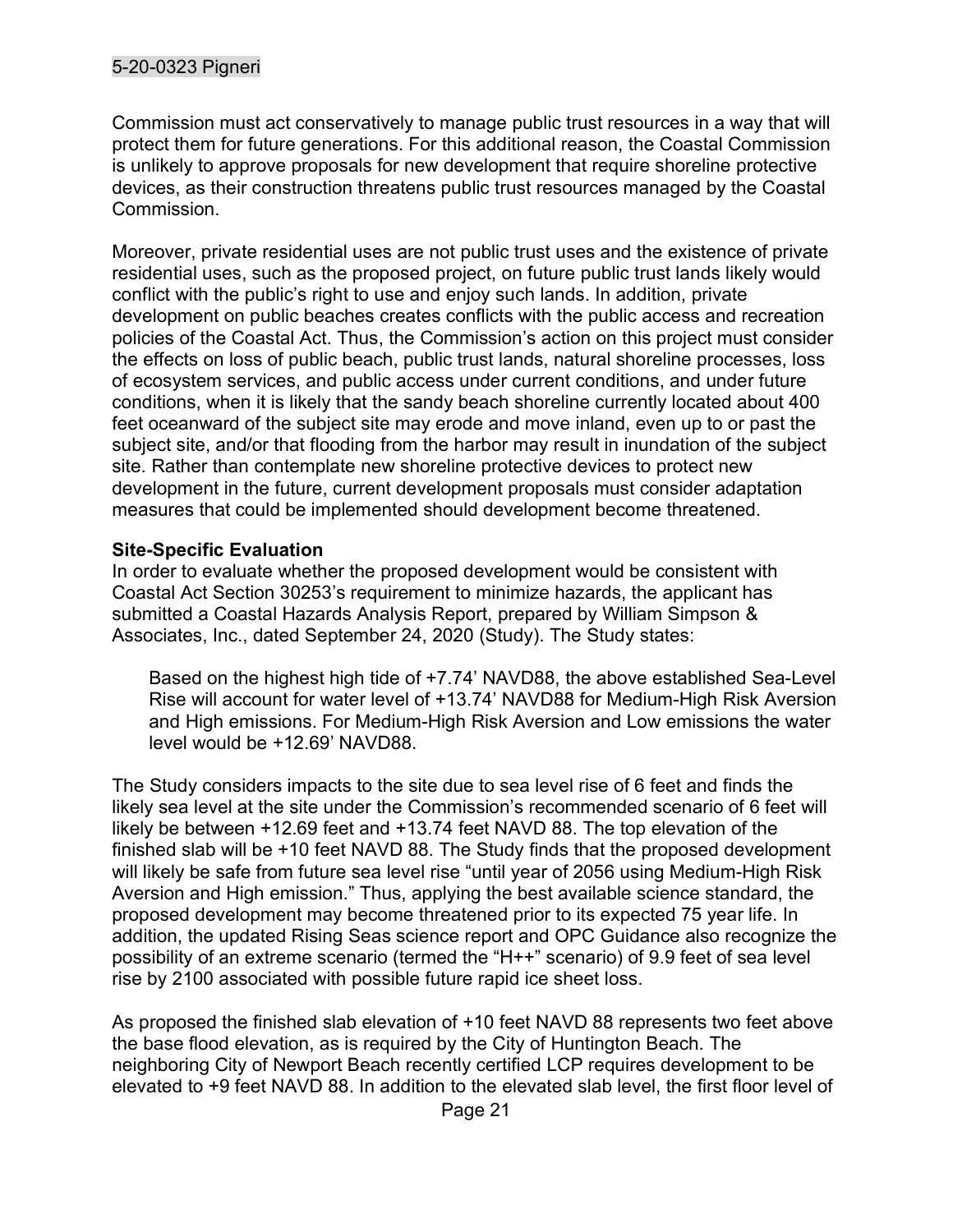Commission must act conservatively to manage public trust resources in a way that will protect them for future generations. For this additional reason, the Coastal Commission is unlikely to approve proposals for new development that require shoreline protective devices, as their construction threatens public trust resources managed by the Coastal Commission.

Moreover, private residential uses are not public trust uses and the existence of private residential uses, such as the proposed project, on future public trust lands likely would conflict with the public's right to use and enjoy such lands. In addition, private development on public beaches creates conflicts with the public access and recreation policies of the Coastal Act. Thus, the Commission's action on this project must consider the effects on loss of public beach, public trust lands, natural shoreline processes, loss of ecosystem services, and public access under current conditions, and under future conditions, when it is likely that the sandy beach shoreline currently located about 400 feet oceanward of the subject site may erode and move inland, even up to or past the subject site, and/or that flooding from the harbor may result in inundation of the subject site. Rather than contemplate new shoreline protective devices to protect new development in the future, current development proposals must consider adaptation measures that could be implemented should development become threatened.

**Site-Specific Evaluation**

In order to evaluate whether the proposed development would be consistent with Coastal Act Section 30253's requirement to minimize hazards, the applicant has submitted a Coastal Hazards Analysis Report, prepared by William Simpson & Associates, Inc., dated September 24, 2020 (Study). The Study states:

> Based on the highest high tide of +7.74' NAVD88, the above established Sea-Level Rise will account for water level of +13.74' NAVD88 for Medium-High Risk Aversion and High emissions. For Medium-High Risk Aversion and Low emissions the water level would be +12.69' NAVD88.

The Study considers impacts to the site due to sea level rise of 6 feet and finds the likely sea level at the site under the Commission's recommended scenario of 6 feet will likely be between +12.69 feet and +13.74 feet NAVD 88. The top elevation of the finished slab will be +10 feet NAVD 88. The Study finds that the proposed development will likely be safe from future sea level rise "until year of 2056 using Medium-High Risk Aversion and High emission." Thus, applying the best available science standard, the proposed development may become threatened prior to its expected 75 year life. In addition, the updated Rising Seas science report and OPC Guidance also recognize the possibility of an extreme scenario (termed the "H++" scenario) of 9.9 feet of sea level rise by 2100 associated with possible future rapid ice sheet loss.

As proposed the finished slab elevation of +10 feet NAVD 88 represents two feet above the base flood elevation, as is required by the City of Huntington Beach. The neighboring City of Newport Beach recently certified LCP requires development to be elevated to +9 feet NAVD 88. In addition to the elevated slab level, the first floor level of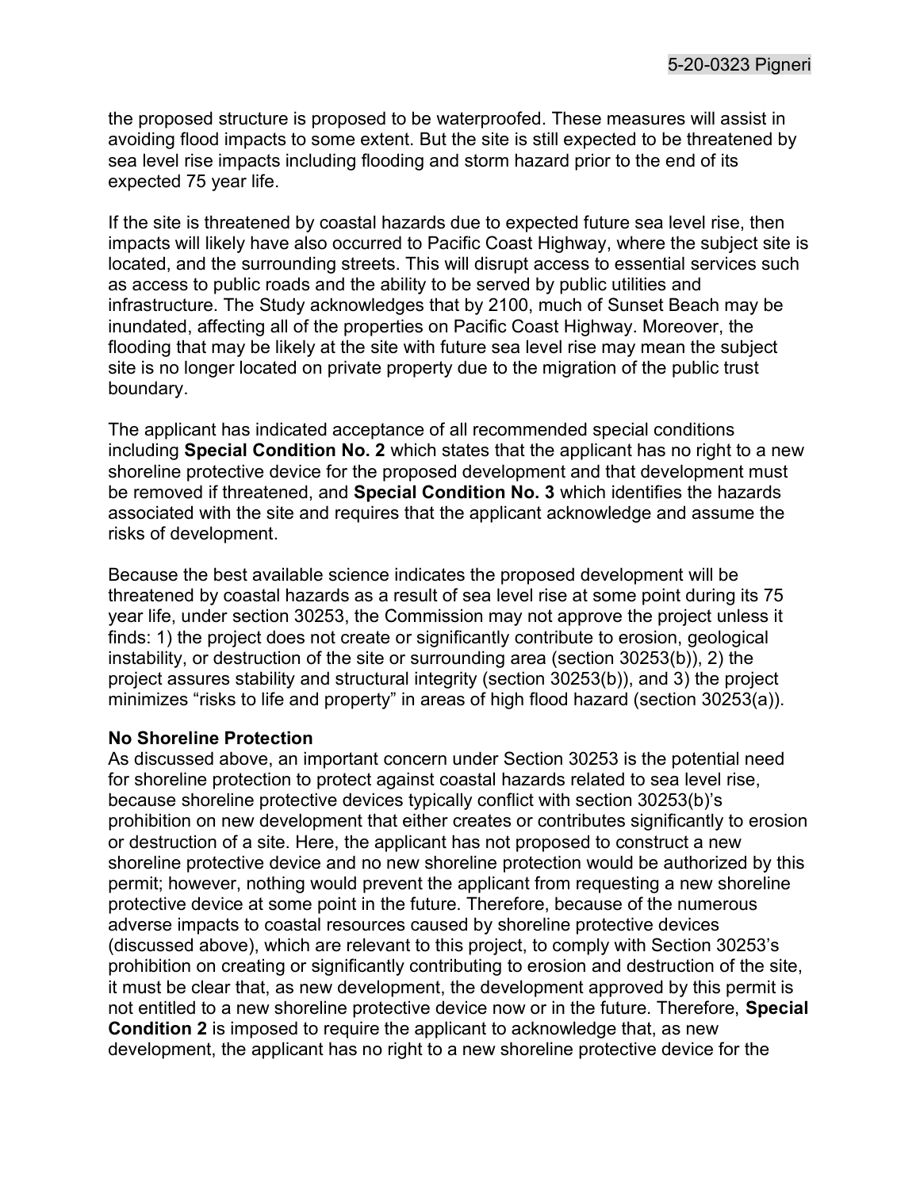the proposed structure is proposed to be waterproofed. These measures will assist in avoiding flood impacts to some extent. But the site is still expected to be threatened by sea level rise impacts including flooding and storm hazard prior to the end of its expected 75 year life.

If the site is threatened by coastal hazards due to expected future sea level rise, then impacts will likely have also occurred to Pacific Coast Highway, where the subject site is located, and the surrounding streets. This will disrupt access to essential services such as access to public roads and the ability to be served by public utilities and infrastructure. The Study acknowledges that by 2100, much of Sunset Beach may be inundated, affecting all of the properties on Pacific Coast Highway. Moreover, the flooding that may be likely at the site with future sea level rise may mean the subject site is no longer located on private property due to the migration of the public trust boundary.

The applicant has indicated acceptance of all recommended special conditions including **Special Condition No. 2** which states that the applicant has no right to a new shoreline protective device for the proposed development and that development must be removed if threatened, and **Special Condition No. 3** which identifies the hazards associated with the site and requires that the applicant acknowledge and assume the risks of development.

Because the best available science indicates the proposed development will be threatened by coastal hazards as a result of sea level rise at some point during its 75 year life, under section 30253, the Commission may not approve the project unless it finds: 1) the project does not create or significantly contribute to erosion, geological instability, or destruction of the site or surrounding area (section 30253(b)), 2) the project assures stability and structural integrity (section 30253(b)), and 3) the project minimizes "risks to life and property" in areas of high flood hazard (section 30253(a)).

**No Shoreline Protection**

As discussed above, an important concern under Section 30253 is the potential need for shoreline protection to protect against coastal hazards related to sea level rise, because shoreline protective devices typically conflict with section 30253(b)'s prohibition on new development that either creates or contributes significantly to erosion or destruction of a site. Here, the applicant has not proposed to construct a new shoreline protective device and no new shoreline protection would be authorized by this permit; however, nothing would prevent the applicant from requesting a new shoreline protective device at some point in the future. Therefore, because of the numerous adverse impacts to coastal resources caused by shoreline protective devices (discussed above), which are relevant to this project, to comply with Section 30253's prohibition on creating or significantly contributing to erosion and destruction of the site, it must be clear that, as new development, the development approved by this permit is not entitled to a new shoreline protective device now or in the future. Therefore, **Special Condition 2** is imposed to require the applicant to acknowledge that, as new development, the applicant has no right to a new shoreline protective device for the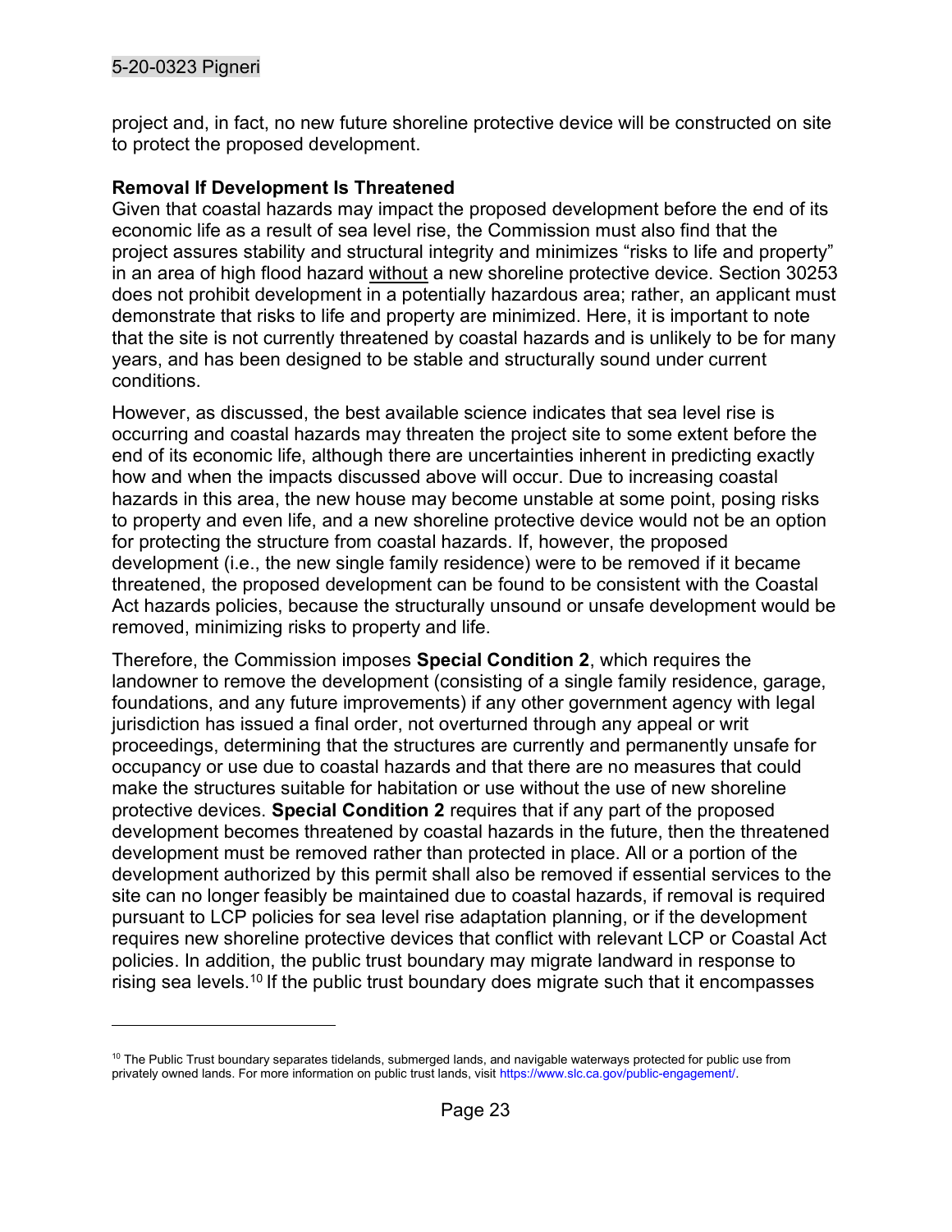project and, in fact, no new future shoreline protective device will be constructed on site to protect the proposed development.

**Removal If Development Is Threatened**

Given that coastal hazards may impact the proposed development before the end of its economic life as a result of sea level rise, the Commission must also find that the project assures stability and structural integrity and minimizes "risks to life and property" in an area of high flood hazard <u>without</u> a new shoreline protective device. Section 30253 does not prohibit development in a potentially hazardous area; rather, an applicant must demonstrate that risks to life and property are minimized. Here, it is important to note that the site is not currently threatened by coastal hazards and is unlikely to be for many years, and has been designed to be stable and structurally sound under current conditions.

However, as discussed, the best available science indicates that sea level rise is occurring and coastal hazards may threaten the project site to some extent before the end of its economic life, although there are uncertainties inherent in predicting exactly how and when the impacts discussed above will occur. Due to increasing coastal hazards in this area, the new house may become unstable at some point, posing risks to property and even life, and a new shoreline protective device would not be an option for protecting the structure from coastal hazards. If, however, the proposed development (i.e., the new single family residence) were to be removed if it became threatened, the proposed development can be found to be consistent with the Coastal Act hazards policies, because the structurally unsound or unsafe development would be removed, minimizing risks to property and life.

Therefore, the Commission imposes **Special Condition 2**, which requires the landowner to remove the development (consisting of a single family residence, garage, foundations, and any future improvements) if any other government agency with legal jurisdiction has issued a final order, not overturned through any appeal or writ proceedings, determining that the structures are currently and permanently unsafe for occupancy or use due to coastal hazards and that there are no measures that could make the structures suitable for habitation or use without the use of new shoreline protective devices. **Special Condition 2** requires that if any part of the proposed development becomes threatened by coastal hazards in the future, then the threatened development must be removed rather than protected in place. All or a portion of the development authorized by this permit shall also be removed if essential services to the site can no longer feasibly be maintained due to coastal hazards, if removal is required pursuant to LCP policies for sea level rise adaptation planning, or if the development requires new shoreline protective devices that conflict with relevant LCP or Coastal Act policies. In addition, the public trust boundary may migrate landward in response to rising sea levels.[10] If the public trust boundary does migrate such that it encompasses

[10] The Public Trust boundary separates tidelands, submerged lands, and navigable waterways protected for public use from privately owned lands. For more information on public trust lands, visit https://www.slc.ca.gov/public-engagement/.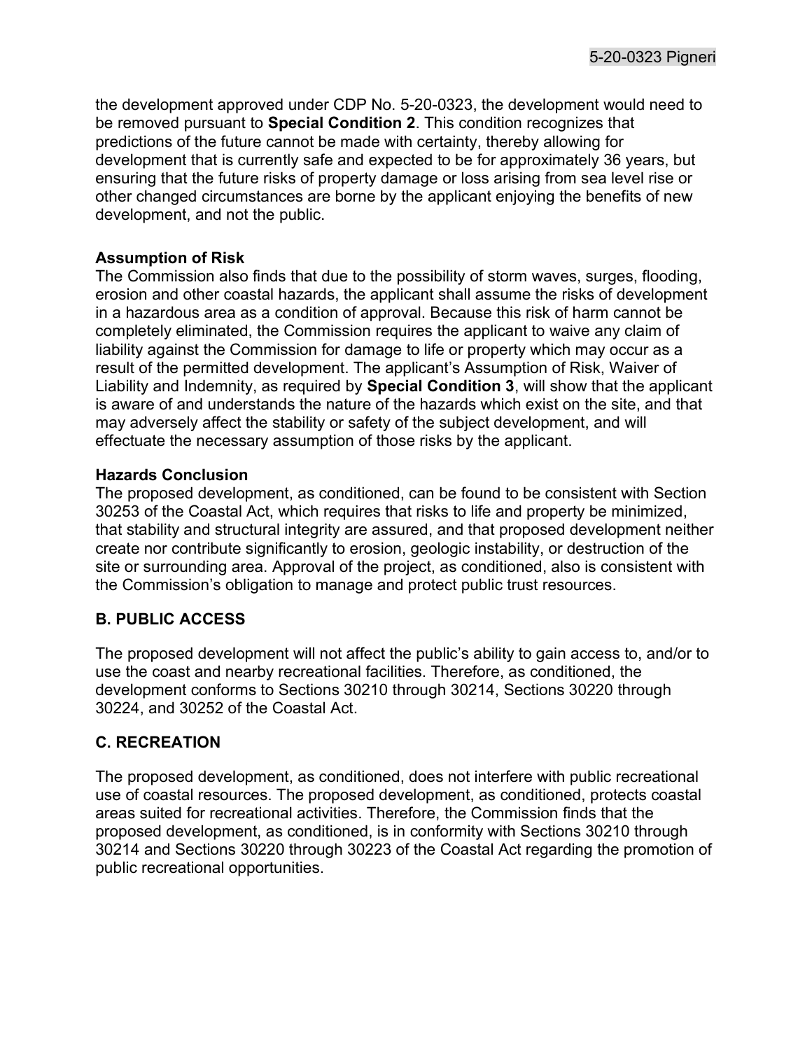the development approved under CDP No. 5-20-0323, the development would need to be removed pursuant to **Special Condition 2**. This condition recognizes that predictions of the future cannot be made with certainty, thereby allowing for development that is currently safe and expected to be for approximately 36 years, but ensuring that the future risks of property damage or loss arising from sea level rise or other changed circumstances are borne by the applicant enjoying the benefits of new development, and not the public.

**Assumption of Risk**

The Commission also finds that due to the possibility of storm waves, surges, flooding, erosion and other coastal hazards, the applicant shall assume the risks of development in a hazardous area as a condition of approval. Because this risk of harm cannot be completely eliminated, the Commission requires the applicant to waive any claim of liability against the Commission for damage to life or property which may occur as a result of the permitted development. The applicant's Assumption of Risk, Waiver of Liability and Indemnity, as required by **Special Condition 3**, will show that the applicant is aware of and understands the nature of the hazards which exist on the site, and that may adversely affect the stability or safety of the subject development, and will effectuate the necessary assumption of those risks by the applicant.

**Hazards Conclusion**

The proposed development, as conditioned, can be found to be consistent with Section 30253 of the Coastal Act, which requires that risks to life and property be minimized, that stability and structural integrity are assured, and that proposed development neither create nor contribute significantly to erosion, geologic instability, or destruction of the site or surrounding area. Approval of the project, as conditioned, also is consistent with the Commission's obligation to manage and protect public trust resources.

## B. PUBLIC ACCESS

The proposed development will not affect the public's ability to gain access to, and/or to use the coast and nearby recreational facilities. Therefore, as conditioned, the development conforms to Sections 30210 through 30214, Sections 30220 through 30224, and 30252 of the Coastal Act.

## C. RECREATION

The proposed development, as conditioned, does not interfere with public recreational use of coastal resources. The proposed development, as conditioned, protects coastal areas suited for recreational activities. Therefore, the Commission finds that the proposed development, as conditioned, is in conformity with Sections 30210 through 30214 and Sections 30220 through 30223 of the Coastal Act regarding the promotion of public recreational opportunities.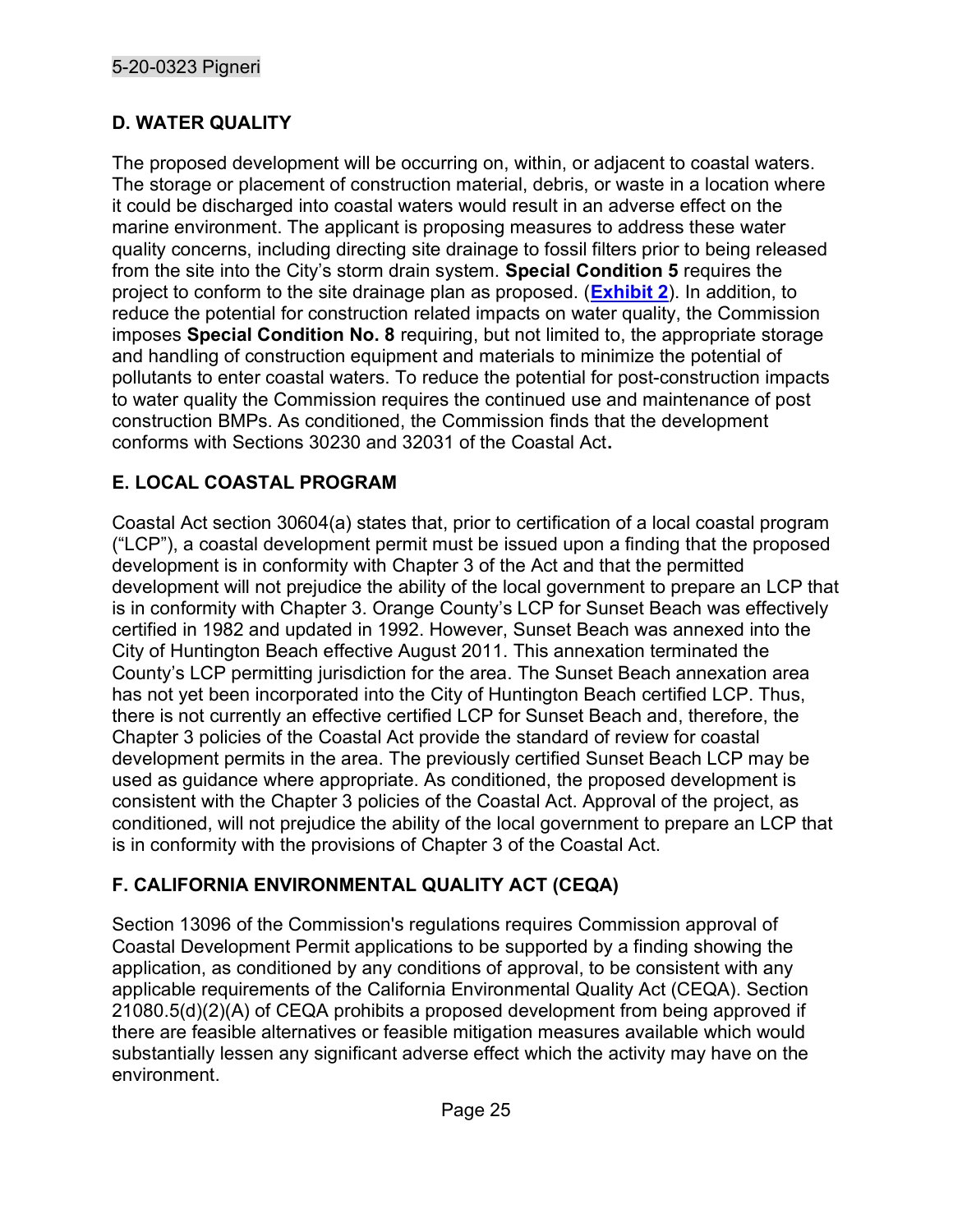## D. WATER QUALITY

The proposed development will be occurring on, within, or adjacent to coastal waters. The storage or placement of construction material, debris, or waste in a location where it could be discharged into coastal waters would result in an adverse effect on the marine environment. The applicant is proposing measures to address these water quality concerns, including directing site drainage to fossil filters prior to being released from the site into the City's storm drain system. **Special Condition 5** requires the project to conform to the site drainage plan as proposed. (**Exhibit 2**). In addition, to reduce the potential for construction related impacts on water quality, the Commission imposes **Special Condition No. 8** requiring, but not limited to, the appropriate storage and handling of construction equipment and materials to minimize the potential of pollutants to enter coastal waters. To reduce the potential for post-construction impacts to water quality the Commission requires the continued use and maintenance of post construction BMPs. As conditioned, the Commission finds that the development conforms with Sections 30230 and 32031 of the Coastal Act.

## E. LOCAL COASTAL PROGRAM

Coastal Act section 30604(a) states that, prior to certification of a local coastal program ("LCP"), a coastal development permit must be issued upon a finding that the proposed development is in conformity with Chapter 3 of the Act and that the permitted development will not prejudice the ability of the local government to prepare an LCP that is in conformity with Chapter 3. Orange County's LCP for Sunset Beach was effectively certified in 1982 and updated in 1992. However, Sunset Beach was annexed into the City of Huntington Beach effective August 2011. This annexation terminated the County's LCP permitting jurisdiction for the area. The Sunset Beach annexation area has not yet been incorporated into the City of Huntington Beach certified LCP. Thus, there is not currently an effective certified LCP for Sunset Beach and, therefore, the Chapter 3 policies of the Coastal Act provide the standard of review for coastal development permits in the area. The previously certified Sunset Beach LCP may be used as guidance where appropriate. As conditioned, the proposed development is consistent with the Chapter 3 policies of the Coastal Act. Approval of the project, as conditioned, will not prejudice the ability of the local government to prepare an LCP that is in conformity with the provisions of Chapter 3 of the Coastal Act.

## F. CALIFORNIA ENVIRONMENTAL QUALITY ACT (CEQA)

Section 13096 of the Commission's regulations requires Commission approval of Coastal Development Permit applications to be supported by a finding showing the application, as conditioned by any conditions of approval, to be consistent with any applicable requirements of the California Environmental Quality Act (CEQA). Section 21080.5(d)(2)(A) of CEQA prohibits a proposed development from being approved if there are feasible alternatives or feasible mitigation measures available which would substantially lessen any significant adverse effect which the activity may have on the environment.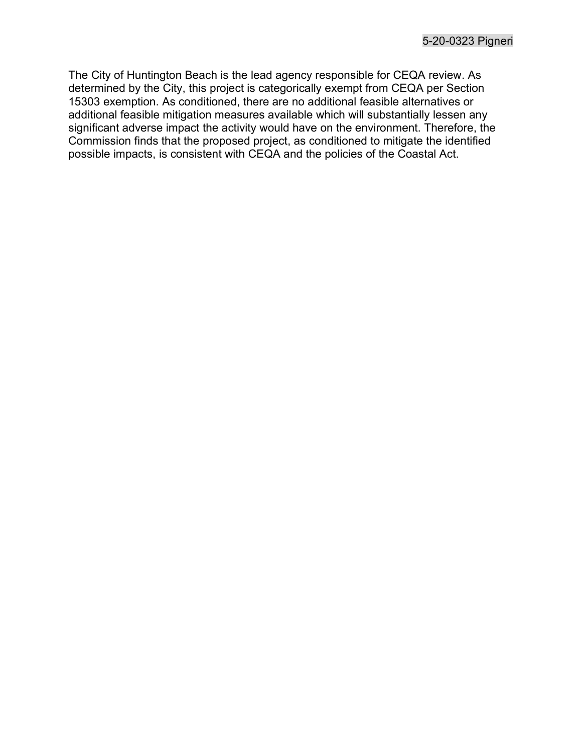The City of Huntington Beach is the lead agency responsible for CEQA review. As determined by the City, this project is categorically exempt from CEQA per Section 15303 exemption. As conditioned, there are no additional feasible alternatives or additional feasible mitigation measures available which will substantially lessen any significant adverse impact the activity would have on the environment. Therefore, the Commission finds that the proposed project, as conditioned to mitigate the identified possible impacts, is consistent with CEQA and the policies of the Coastal Act.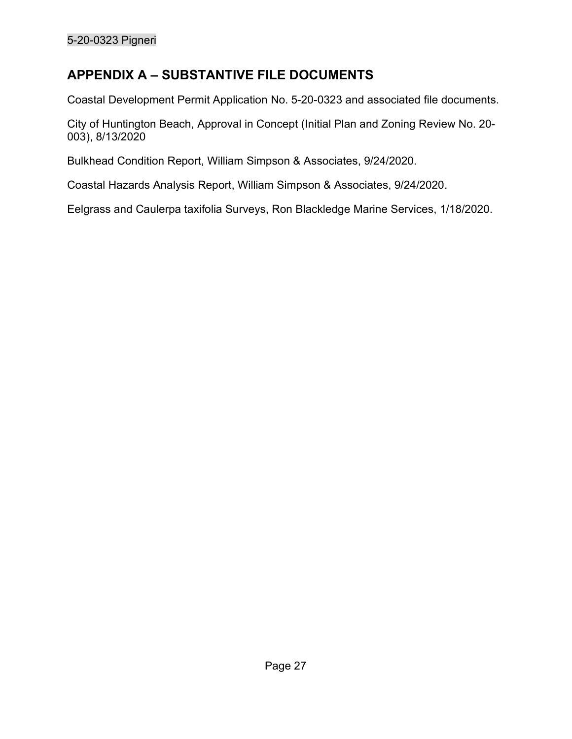## APPENDIX A – SUBSTANTIVE FILE DOCUMENTS

Coastal Development Permit Application No. 5-20-0323 and associated file documents.

City of Huntington Beach, Approval in Concept (Initial Plan and Zoning Review No. 20-003), 8/13/2020

Bulkhead Condition Report, William Simpson & Associates, 9/24/2020.

Coastal Hazards Analysis Report, William Simpson & Associates, 9/24/2020.

Eelgrass and Caulerpa taxifolia Surveys, Ron Blackledge Marine Services, 1/18/2020.